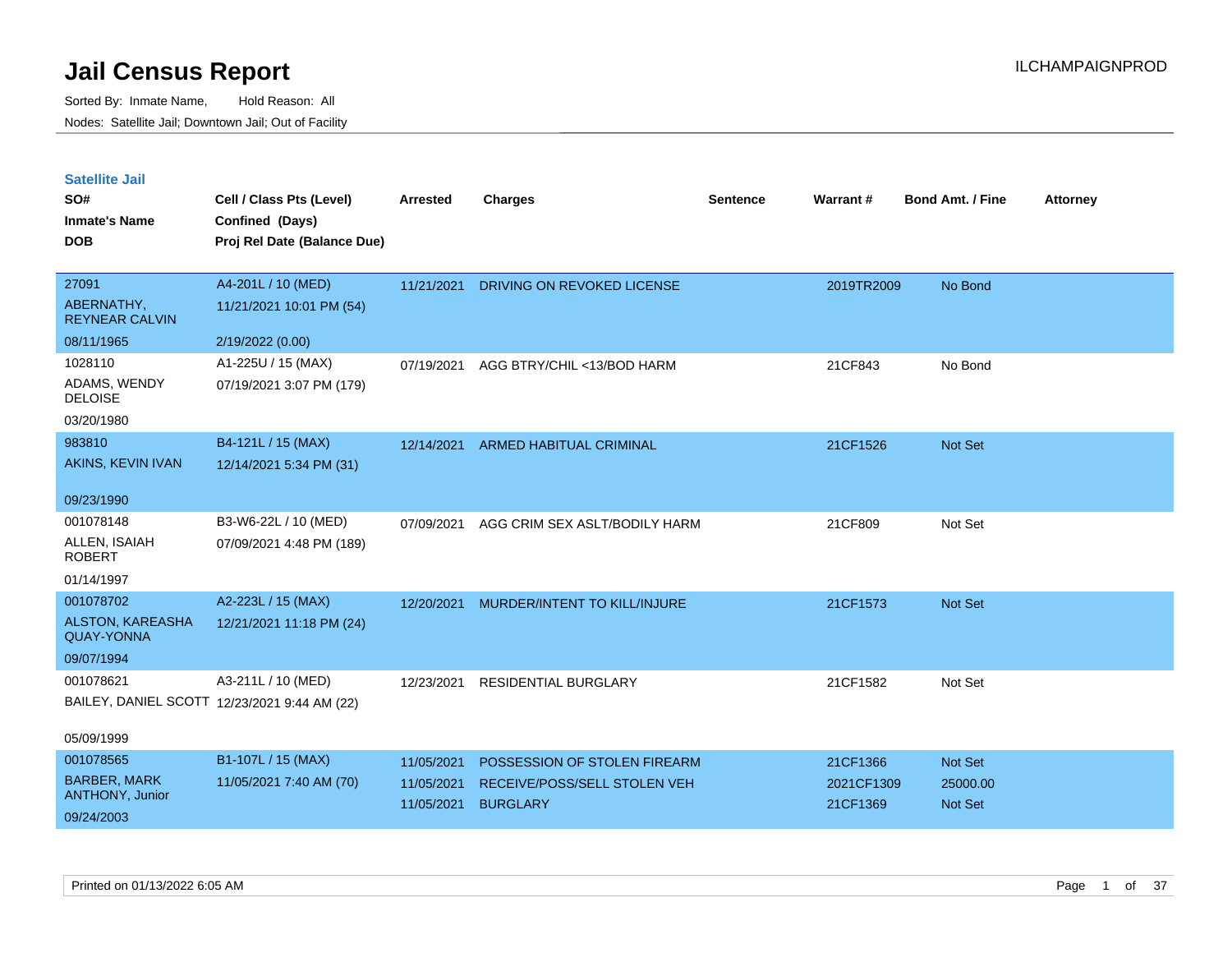# Jail Census Report

ILCHAMPAIGNPROD

Sorted By: Inmate Name, Hold Reason: All

Nodes: Satellite Jail; Downtown Jail; Out of Facility

## Satellite Jail

| SO# / Inmate's Name / DOB | Cell / Class Pts (Level) / Confined (Days) / Proj Rel Date (Balance Due) | Arrested | Charges | Sentence | Warrant # | Bond Amt. / Fine | Attorney |
|---|---|---|---|---|---|---|---|
| 27091<br>ABERNATHY, REYNEAR CALVIN<br>08/11/1965 | A4-201L / 10 (MED)<br>11/21/2021 10:01 PM (54)<br>2/19/2022 (0.00) | 11/21/2021 | DRIVING ON REVOKED LICENSE | | 2019TR2009 | No Bond | |
| 1028110<br>ADAMS, WENDY DELOISE<br>03/20/1980 | A1-225U / 15 (MAX)<br>07/19/2021 3:07 PM (179) | 07/19/2021 | AGG BTRY/CHIL <13/BOD HARM | | 21CF843 | No Bond | |
| 983810<br>AKINS, KEVIN IVAN<br>09/23/1990 | B4-121L / 15 (MAX)<br>12/14/2021 5:34 PM (31) | 12/14/2021 | ARMED HABITUAL CRIMINAL | | 21CF1526 | Not Set | |
| 001078148<br>ALLEN, ISAIAH ROBERT<br>01/14/1997 | B3-W6-22L / 10 (MED)<br>07/09/2021 4:48 PM (189) | 07/09/2021 | AGG CRIM SEX ASLT/BODILY HARM | | 21CF809 | Not Set | |
| 001078702<br>ALSTON, KAREASHA QUAY-YONNA<br>09/07/1994 | A2-223L / 15 (MAX)<br>12/21/2021 11:18 PM (24) | 12/20/2021 | MURDER/INTENT TO KILL/INJURE | | 21CF1573 | Not Set | |
| 001078621<br>BAILEY, DANIEL SCOTT<br>05/09/1999 | A3-211L / 10 (MED)<br>12/23/2021 9:44 AM (22) | 12/23/2021 | RESIDENTIAL BURGLARY | | 21CF1582 | Not Set | |
| 001078565<br>BARBER, MARK ANTHONY, Junior<br>09/24/2003 | B1-107L / 15 (MAX)<br>11/05/2021 7:40 AM (70) | 11/05/2021<br>11/05/2021<br>11/05/2021 | POSSESSION OF STOLEN FIREARM<br>RECEIVE/POSS/SELL STOLEN VEH<br>BURGLARY | | 21CF1366<br>2021CF1309<br>21CF1369 | Not Set<br>25000.00<br>Not Set | |

Printed on 01/13/2022 6:05 AM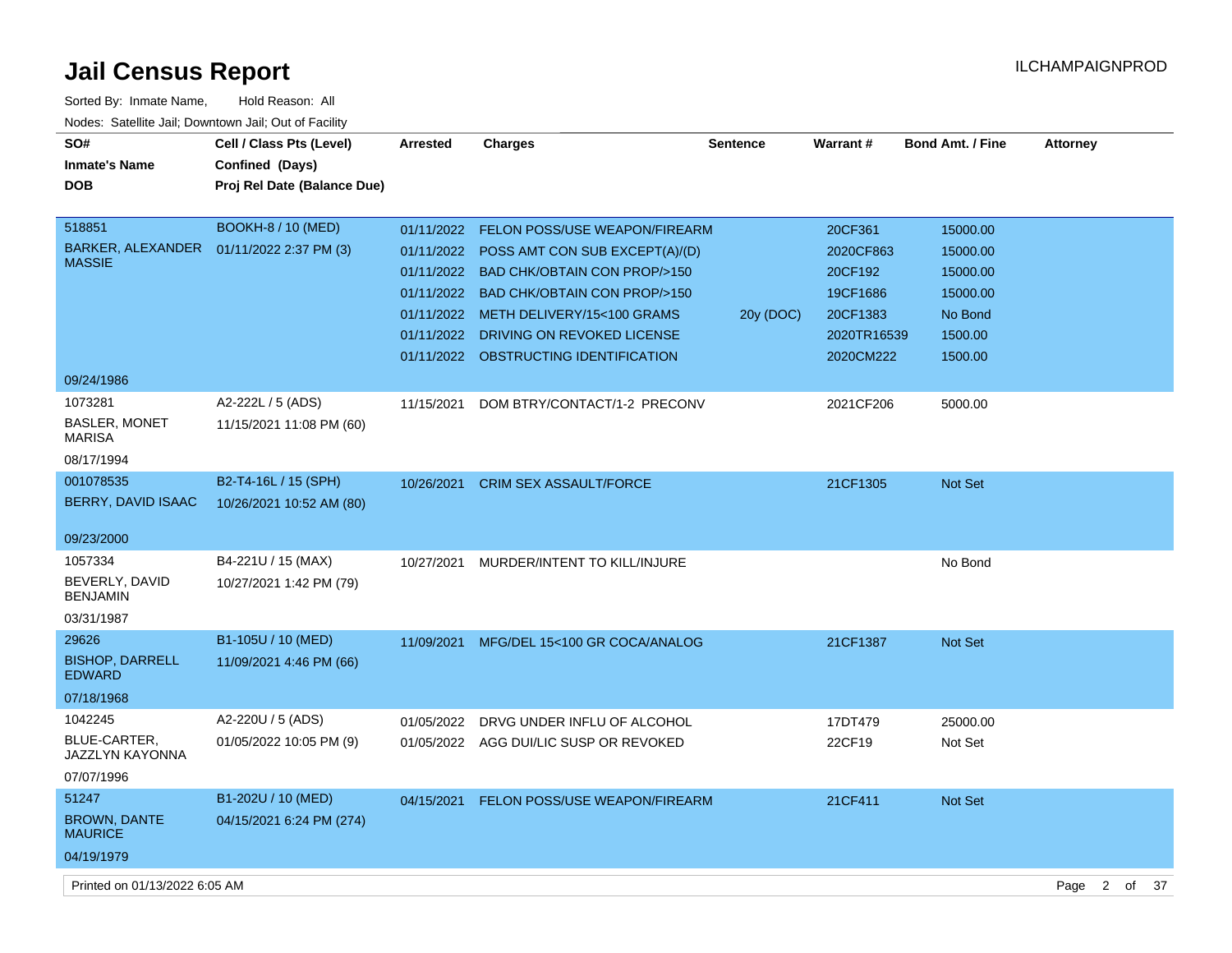# Jail Census Report

Sorted By: Inmate Name, Hold Reason: All

Nodes: Satellite Jail; Downtown Jail; Out of Facility

| SO# / Inmate's Name / DOB | Cell / Class Pts (Level) / Confined (Days) / Proj Rel Date (Balance Due) | Arrested | Charges | Sentence | Warrant # | Bond Amt. / Fine | Attorney |
|---|---|---|---|---|---|---|---|
| 518851 BARKER, ALEXANDER MASSIE 09/24/1986 | BOOKH-8 / 10 (MED) 01/11/2022 2:37 PM (3) | 01/11/2022 | FELON POSS/USE WEAPON/FIREARM | | 20CF361 | 15000.00 | |
| | | 01/11/2022 | POSS AMT CON SUB EXCEPT(A)/(D) | | 2020CF863 | 15000.00 | |
| | | 01/11/2022 | BAD CHK/OBTAIN CON PROP/>150 | | 20CF192 | 15000.00 | |
| | | 01/11/2022 | BAD CHK/OBTAIN CON PROP/>150 | | 19CF1686 | 15000.00 | |
| | | 01/11/2022 | METH DELIVERY/15<100 GRAMS | 20y (DOC) | 20CF1383 | No Bond | |
| | | 01/11/2022 | DRIVING ON REVOKED LICENSE | | 2020TR16539 | 1500.00 | |
| | | 01/11/2022 | OBSTRUCTING IDENTIFICATION | | 2020CM222 | 1500.00 | |
| 1073281 BASLER, MONET MARISA 08/17/1994 | A2-222L / 5 (ADS) 11/15/2021 11:08 PM (60) | 11/15/2021 | DOM BTRY/CONTACT/1-2 PRECONV | | 2021CF206 | 5000.00 | |
| 001078535 BERRY, DAVID ISAAC 09/23/2000 | B2-T4-16L / 15 (SPH) 10/26/2021 10:52 AM (80) | 10/26/2021 | CRIM SEX ASSAULT/FORCE | | 21CF1305 | Not Set | |
| 1057334 BEVERLY, DAVID BENJAMIN 03/31/1987 | B4-221U / 15 (MAX) 10/27/2021 1:42 PM (79) | 10/27/2021 | MURDER/INTENT TO KILL/INJURE | | | No Bond | |
| 29626 BISHOP, DARRELL EDWARD 07/18/1968 | B1-105U / 10 (MED) 11/09/2021 4:46 PM (66) | 11/09/2021 | MFG/DEL 15<100 GR COCA/ANALOG | | 21CF1387 | Not Set | |
| 1042245 BLUE-CARTER, JAZZLYN KAYONNA 07/07/1996 | A2-220U / 5 (ADS) 01/05/2022 10:05 PM (9) | 01/05/2022 | DRVG UNDER INFLU OF ALCOHOL | | 17DT479 | 25000.00 | |
| | | 01/05/2022 | AGG DUI/LIC SUSP OR REVOKED | | 22CF19 | Not Set | |
| 51247 BROWN, DANTE MAURICE 04/19/1979 | B1-202U / 10 (MED) 04/15/2021 6:24 PM (274) | 04/15/2021 | FELON POSS/USE WEAPON/FIREARM | | 21CF411 | Not Set | |

Printed on 01/13/2022 6:05 AM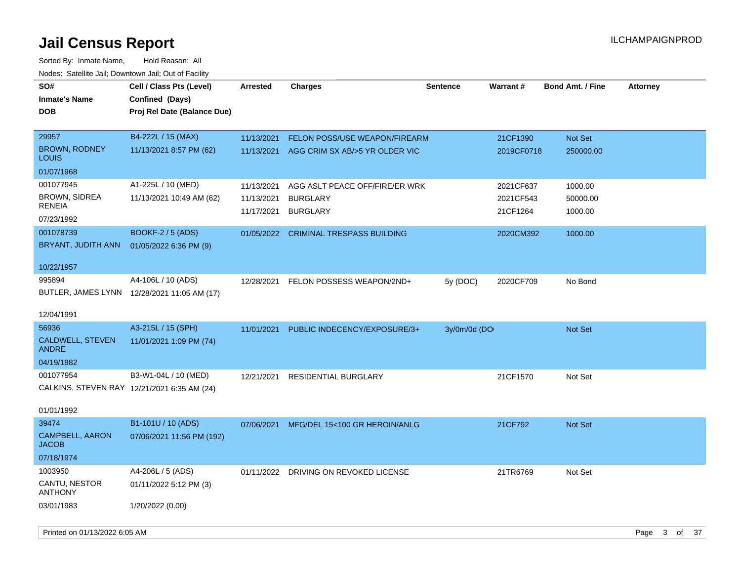# Jail Census Report

ILCHAMPAIGNPROD

Sorted By: Inmate Name, Hold Reason: All

Nodes: Satellite Jail; Downtown Jail; Out of Facility

| SO# / Inmate's Name / DOB | Cell / Class Pts (Level) / Confined (Days) / Proj Rel Date (Balance Due) | Arrested | Charges | Sentence | Warrant # | Bond Amt. / Fine | Attorney |
|---|---|---|---|---|---|---|---|
| 29957<br>BROWN, RODNEY LOUIS<br>01/07/1968 | B4-222L / 15 (MAX)<br>11/13/2021 8:57 PM (62) | 11/13/2021<br>11/13/2021 | FELON POSS/USE WEAPON/FIREARM<br>AGG CRIM SX AB/>5 YR OLDER VIC | | 21CF1390<br>2019CF0718 | Not Set<br>250000.00 | |
| 001077945<br>BROWN, SIDREA RENEIA<br>07/23/1992 | A1-225L / 10 (MED)<br>11/13/2021 10:49 AM (62) | 11/13/2021<br>11/13/2021<br>11/17/2021 | AGG ASLT PEACE OFF/FIRE/ER WRK<br>BURGLARY<br>BURGLARY | | 2021CF637<br>2021CF543<br>21CF1264 | 1000.00<br>50000.00<br>1000.00 | |
| 001078739<br>BRYANT, JUDITH ANN<br>10/22/1957 | BOOKF-2 / 5 (ADS)<br>01/05/2022 6:36 PM (9) | 01/05/2022 | CRIMINAL TRESPASS BUILDING | | 2020CM392 | 1000.00 | |
| 995894<br>BUTLER, JAMES LYNN<br>12/04/1991 | A4-106L / 10 (ADS)<br>12/28/2021 11:05 AM (17) | 12/28/2021 | FELON POSSESS WEAPON/2ND+ | 5y (DOC) | 2020CF709 | No Bond | |
| 56936<br>CALDWELL, STEVEN ANDRE<br>04/19/1982 | A3-215L / 15 (SPH)<br>11/01/2021 1:09 PM (74) | 11/01/2021 | PUBLIC INDECENCY/EXPOSURE/3+ | 3y/0m/0d (DO | | Not Set | |
| 001077954<br>CALKINS, STEVEN RAY<br>01/01/1992 | B3-W1-04L / 10 (MED)<br>12/21/2021 6:35 AM (24) | 12/21/2021 | RESIDENTIAL BURGLARY | | 21CF1570 | Not Set | |
| 39474<br>CAMPBELL, AARON JACOB<br>07/18/1974 | B1-101U / 10 (ADS)<br>07/06/2021 11:56 PM (192) | 07/06/2021 | MFG/DEL 15<100 GR HEROIN/ANLG | | 21CF792 | Not Set | |
| 1003950<br>CANTU, NESTOR ANTHONY<br>03/01/1983 | A4-206L / 5 (ADS)<br>01/11/2022 5:12 PM (3)<br>1/20/2022 (0.00) | 01/11/2022 | DRIVING ON REVOKED LICENSE | | 21TR6769 | Not Set | |

Printed on 01/13/2022 6:05 AM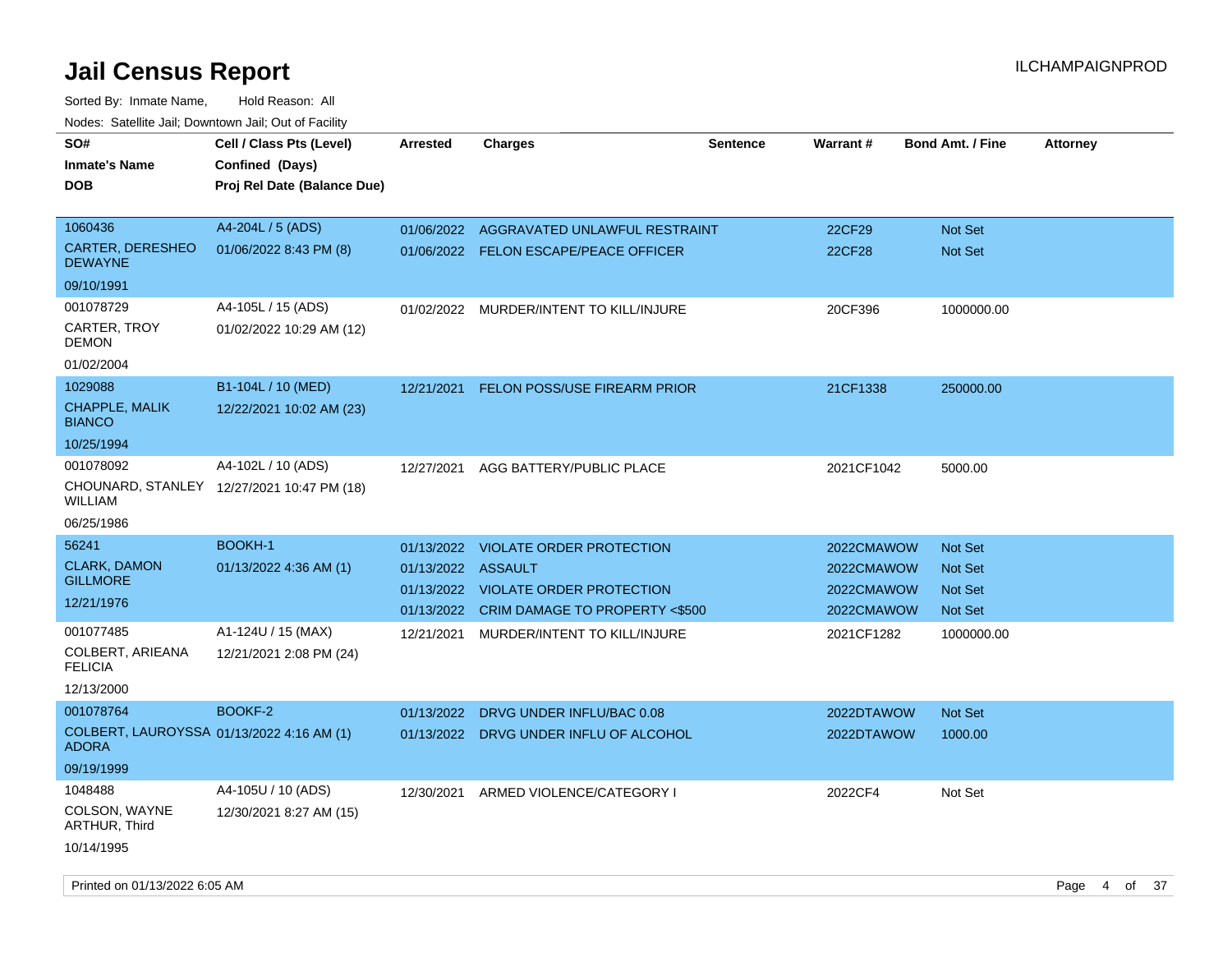# Jail Census Report

ILCHAMPAIGNPROD

Sorted By: Inmate Name, Hold Reason: All

Nodes: Satellite Jail; Downtown Jail; Out of Facility

| SO# / Inmate's Name / DOB | Cell / Class Pts (Level) / Confined (Days) / Proj Rel Date (Balance Due) | Arrested | Charges | Sentence | Warrant # | Bond Amt. / Fine | Attorney |
|---|---|---|---|---|---|---|---|
| 1060436<br>CARTER, DERESHEO DEWAYNE<br>09/10/1991 | A4-204L / 5 (ADS)<br>01/06/2022 8:43 PM (8) | 01/06/2022 | AGGRAVATED UNLAWFUL RESTRAINT | | 22CF29 | Not Set | |
| | | 01/06/2022 | FELON ESCAPE/PEACE OFFICER | | 22CF28 | Not Set | |
| 001078729<br>CARTER, TROY DEMON<br>01/02/2004 | A4-105L / 15 (ADS)<br>01/02/2022 10:29 AM (12) | 01/02/2022 | MURDER/INTENT TO KILL/INJURE | | 20CF396 | 1000000.00 | |
| 1029088<br>CHAPPLE, MALIK BIANCO<br>10/25/1994 | B1-104L / 10 (MED)<br>12/22/2021 10:02 AM (23) | 12/21/2021 | FELON POSS/USE FIREARM PRIOR | | 21CF1338 | 250000.00 | |
| 001078092<br>CHOUNARD, STANLEY WILLIAM<br>06/25/1986 | A4-102L / 10 (ADS)<br>12/27/2021 10:47 PM (18) | 12/27/2021 | AGG BATTERY/PUBLIC PLACE | | 2021CF1042 | 5000.00 | |
| 56241<br>CLARK, DAMON GILLMORE<br>12/21/1976 | BOOKH-1<br>01/13/2022 4:36 AM (1) | 01/13/2022 | VIOLATE ORDER PROTECTION | | 2022CMAWOW | Not Set | |
| | | 01/13/2022 | ASSAULT | | 2022CMAWOW | Not Set | |
| | | 01/13/2022 | VIOLATE ORDER PROTECTION | | 2022CMAWOW | Not Set | |
| | | 01/13/2022 | CRIM DAMAGE TO PROPERTY <$500 | | 2022CMAWOW | Not Set | |
| 001077485<br>COLBERT, ARIEANA FELICIA<br>12/13/2000 | A1-124U / 15 (MAX)<br>12/21/2021 2:08 PM (24) | 12/21/2021 | MURDER/INTENT TO KILL/INJURE | | 2021CF1282 | 1000000.00 | |
| 001078764<br>COLBERT, LAUROYSSA ADORA<br>09/19/1999 | BOOKF-2<br>01/13/2022 4:16 AM (1) | 01/13/2022 | DRVG UNDER INFLU/BAC 0.08 | | 2022DTAWOW | Not Set | |
| | | 01/13/2022 | DRVG UNDER INFLU OF ALCOHOL | | 2022DTAWOW | 1000.00 | |
| 1048488<br>COLSON, WAYNE ARTHUR, Third<br>10/14/1995 | A4-105U / 10 (ADS)<br>12/30/2021 8:27 AM (15) | 12/30/2021 | ARMED VIOLENCE/CATEGORY I | | 2022CF4 | Not Set | |

Printed on 01/13/2022 6:05 AM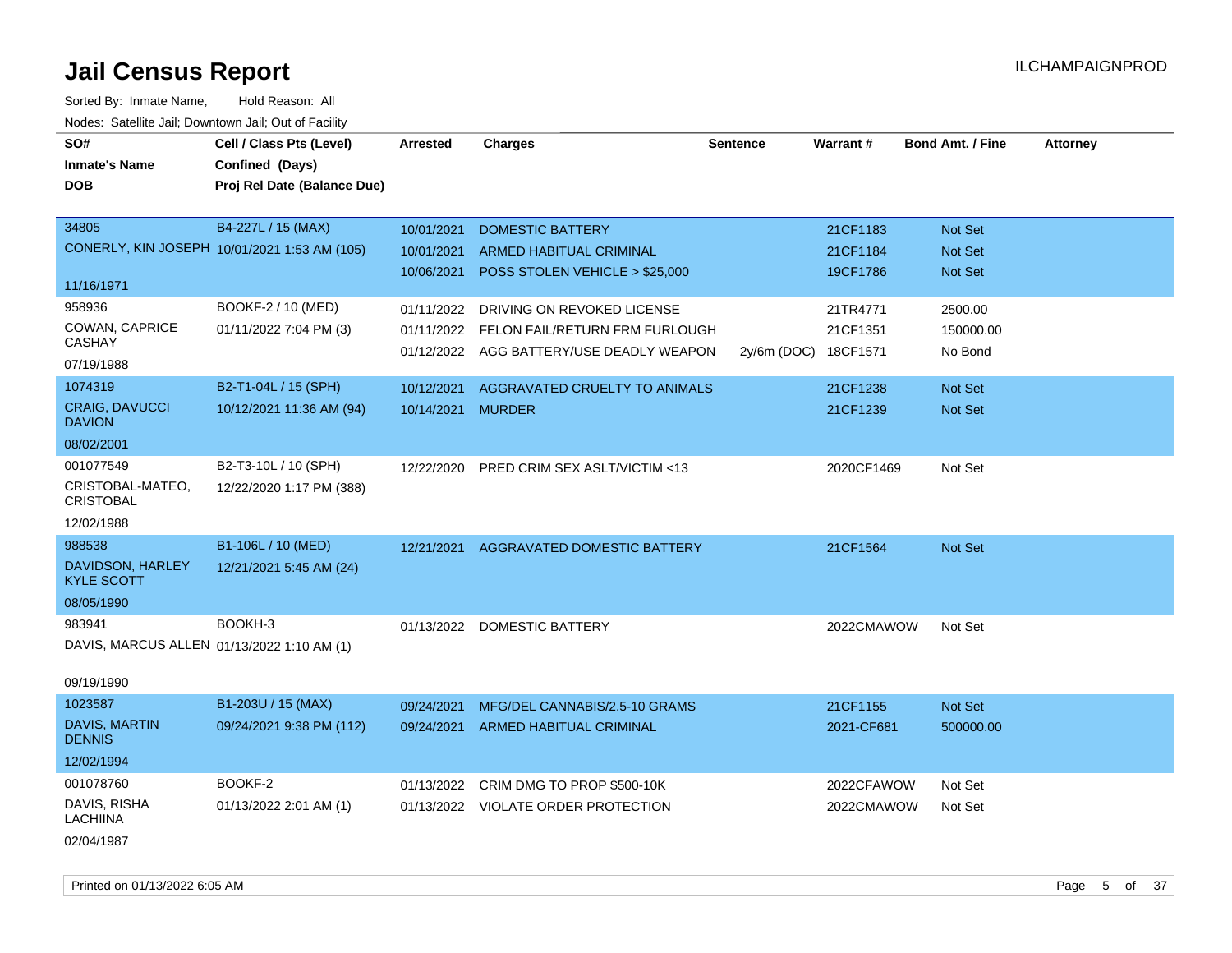# Jail Census Report

ILCHAMPAIGNPROD

Sorted By: Inmate Name, Hold Reason: All

Nodes: Satellite Jail; Downtown Jail; Out of Facility

| SO# / Inmate's Name / DOB | Cell / Class Pts (Level) / Confined (Days) / Proj Rel Date (Balance Due) | Arrested | Charges | Sentence | Warrant # | Bond Amt. / Fine | Attorney |
|---|---|---|---|---|---|---|---|
| 34805<br>CONERLY, KIN JOSEPH<br>11/16/1971 | B4-227L / 15 (MAX)<br>10/01/2021 1:53 AM (105) | 10/01/2021 | DOMESTIC BATTERY | | 21CF1183 | Not Set | |
| | | 10/01/2021 | ARMED HABITUAL CRIMINAL | | 21CF1184 | Not Set | |
| | | 10/06/2021 | POSS STOLEN VEHICLE > $25,000 | | 19CF1786 | Not Set | |
| 958936<br>COWAN, CAPRICE CASHAY<br>07/19/1988 | BOOKF-2 / 10 (MED)<br>01/11/2022 7:04 PM (3) | 01/11/2022 | DRIVING ON REVOKED LICENSE | | 21TR4771 | 2500.00 | |
| | | 01/11/2022 | FELON FAIL/RETURN FRM FURLOUGH | | 21CF1351 | 150000.00 | |
| | | 01/12/2022 | AGG BATTERY/USE DEADLY WEAPON | 2y/6m (DOC) | 18CF1571 | No Bond | |
| 1074319<br>CRAIG, DAVUCCI DAVION<br>08/02/2001 | B2-T1-04L / 15 (SPH)<br>10/12/2021 11:36 AM (94) | 10/12/2021 | AGGRAVATED CRUELTY TO ANIMALS | | 21CF1238 | Not Set | |
| | | 10/14/2021 | MURDER | | 21CF1239 | Not Set | |
| 001077549<br>CRISTOBAL-MATEO, CRISTOBAL<br>12/02/1988 | B2-T3-10L / 10 (SPH)<br>12/22/2020 1:17 PM (388) | 12/22/2020 | PRED CRIM SEX ASLT/VICTIM <13 | | 2020CF1469 | Not Set | |
| 988538<br>DAVIDSON, HARLEY KYLE SCOTT<br>08/05/1990 | B1-106L / 10 (MED)<br>12/21/2021 5:45 AM (24) | 12/21/2021 | AGGRAVATED DOMESTIC BATTERY | | 21CF1564 | Not Set | |
| 983941<br>DAVIS, MARCUS ALLEN<br>09/19/1990 | BOOKH-3<br>01/13/2022 1:10 AM (1) | 01/13/2022 | DOMESTIC BATTERY | | 2022CMAWOW | Not Set | |
| 1023587<br>DAVIS, MARTIN DENNIS<br>12/02/1994 | B1-203U / 15 (MAX)<br>09/24/2021 9:38 PM (112) | 09/24/2021 | MFG/DEL CANNABIS/2.5-10 GRAMS | | 21CF1155 | Not Set | |
| | | 09/24/2021 | ARMED HABITUAL CRIMINAL | | 2021-CF681 | 500000.00 | |
| 001078760<br>DAVIS, RISHA LACHIINA<br>02/04/1987 | BOOKF-2<br>01/13/2022 2:01 AM (1) | 01/13/2022 | CRIM DMG TO PROP $500-10K | | 2022CFAWOW | Not Set | |
| | | 01/13/2022 | VIOLATE ORDER PROTECTION | | 2022CMAWOW | Not Set | |

Printed on 01/13/2022 6:05 AM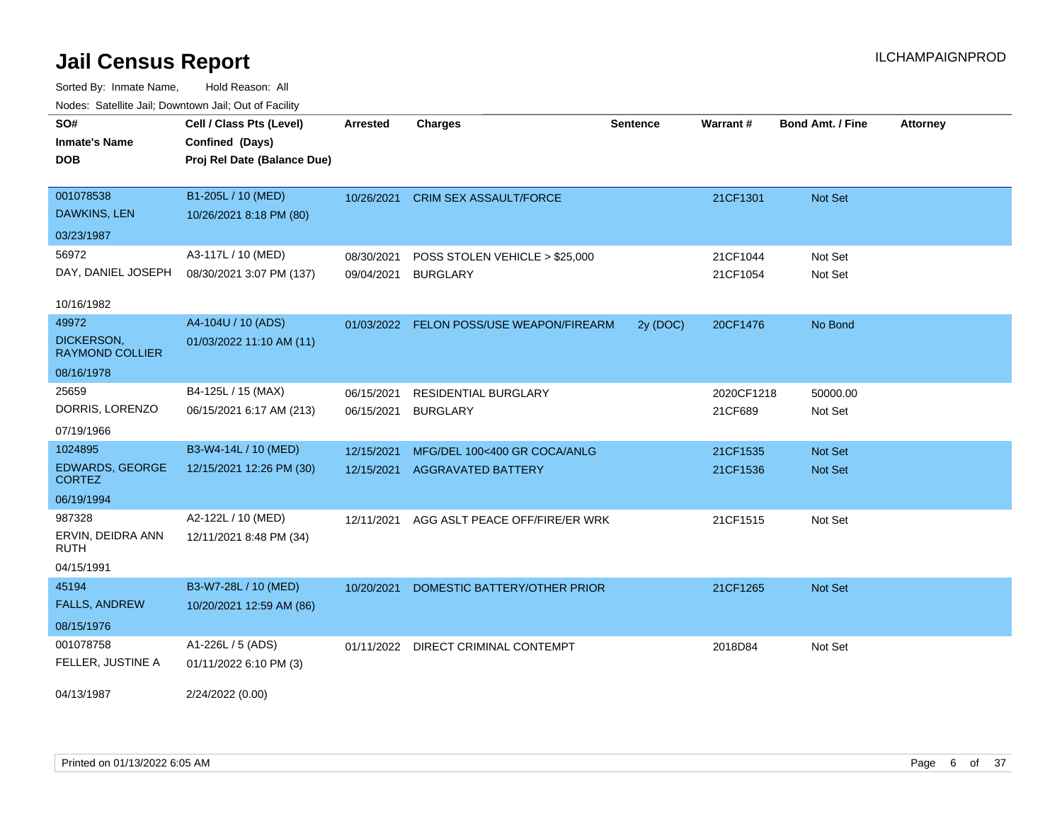# Jail Census Report

ILCHAMPAIGNPROD

Sorted By: Inmate Name, Hold Reason: All

Nodes: Satellite Jail; Downtown Jail; Out of Facility

| SO# / Inmate's Name / DOB | Cell / Class Pts (Level) / Confined (Days) / Proj Rel Date (Balance Due) | Arrested | Charges | Sentence | Warrant # | Bond Amt. / Fine | Attorney |
|---|---|---|---|---|---|---|---|
| 001078538<br>DAWKINS, LEN<br>03/23/1987 | B1-205L / 10 (MED)<br>10/26/2021 8:18 PM (80) | 10/26/2021 | CRIM SEX ASSAULT/FORCE | | 21CF1301 | Not Set | |
| 56972<br>DAY, DANIEL JOSEPH<br>10/16/1982 | A3-117L / 10 (MED)<br>08/30/2021 3:07 PM (137) | 08/30/2021<br>09/04/2021 | POSS STOLEN VEHICLE > $25,000<br>BURGLARY | | 21CF1044<br>21CF1054 | Not Set<br>Not Set | |
| 49972<br>DICKERSON, RAYMOND COLLIER<br>08/16/1978 | A4-104U / 10 (ADS)<br>01/03/2022 11:10 AM (11) | 01/03/2022 | FELON POSS/USE WEAPON/FIREARM | 2y (DOC) | 20CF1476 | No Bond | |
| 25659<br>DORRIS, LORENZO<br>07/19/1966 | B4-125L / 15 (MAX)<br>06/15/2021 6:17 AM (213) | 06/15/2021<br>06/15/2021 | RESIDENTIAL BURGLARY<br>BURGLARY | | 2020CF1218<br>21CF689 | 50000.00<br>Not Set | |
| 1024895<br>EDWARDS, GEORGE CORTEZ<br>06/19/1994 | B3-W4-14L / 10 (MED)<br>12/15/2021 12:26 PM (30) | 12/15/2021<br>12/15/2021 | MFG/DEL 100<400 GR COCA/ANLG<br>AGGRAVATED BATTERY | | 21CF1535<br>21CF1536 | Not Set<br>Not Set | |
| 987328<br>ERVIN, DEIDRA ANN RUTH<br>04/15/1991 | A2-122L / 10 (MED)<br>12/11/2021 8:48 PM (34) | 12/11/2021 | AGG ASLT PEACE OFF/FIRE/ER WRK | | 21CF1515 | Not Set | |
| 45194<br>FALLS, ANDREW<br>08/15/1976 | B3-W7-28L / 10 (MED)<br>10/20/2021 12:59 AM (86) | 10/20/2021 | DOMESTIC BATTERY/OTHER PRIOR | | 21CF1265 | Not Set | |
| 001078758<br>FELLER, JUSTINE A<br>04/13/1987 | A1-226L / 5 (ADS)<br>01/11/2022 6:10 PM (3)<br>2/24/2022 (0.00) | 01/11/2022 | DIRECT CRIMINAL CONTEMPT | | 2018D84 | Not Set | |

Printed on 01/13/2022 6:05 AM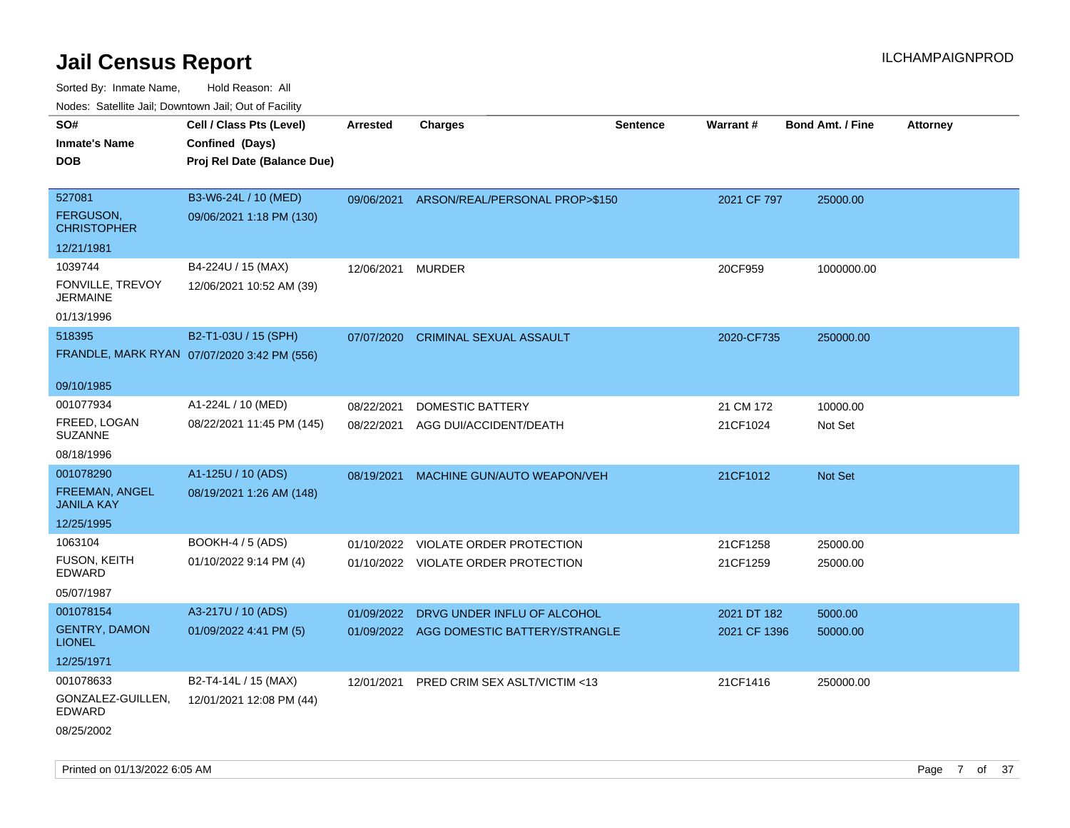# Jail Census Report

ILCHAMPAIGNPROD

Sorted By: Inmate Name, Hold Reason: All

Nodes: Satellite Jail; Downtown Jail; Out of Facility

| SO# / Inmate's Name / DOB | Cell / Class Pts (Level) / Confined (Days) / Proj Rel Date (Balance Due) | Arrested | Charges | Sentence | Warrant # | Bond Amt. / Fine | Attorney |
|---|---|---|---|---|---|---|---|
| 527081 FERGUSON, CHRISTOPHER 12/21/1981 | B3-W6-24L / 10 (MED) 09/06/2021 1:18 PM (130) | 09/06/2021 | ARSON/REAL/PERSONAL PROP>$150 | | 2021 CF 797 | 25000.00 | |
| 1039744 FONVILLE, TREVOY JERMAINE 01/13/1996 | B4-224U / 15 (MAX) 12/06/2021 10:52 AM (39) | 12/06/2021 | MURDER | | 20CF959 | 1000000.00 | |
| 518395 FRANDLE, MARK RYAN 09/10/1985 | B2-T1-03U / 15 (SPH) 07/07/2020 3:42 PM (556) | 07/07/2020 | CRIMINAL SEXUAL ASSAULT | | 2020-CF735 | 250000.00 | |
| 001077934 FREED, LOGAN SUZANNE 08/18/1996 | A1-224L / 10 (MED) 08/22/2021 11:45 PM (145) | 08/22/2021 | DOMESTIC BATTERY | | 21 CM 172 | 10000.00 | |
| | | 08/22/2021 | AGG DUI/ACCIDENT/DEATH | | 21CF1024 | Not Set | |
| 001078290 FREEMAN, ANGEL JANILA KAY 12/25/1995 | A1-125U / 10 (ADS) 08/19/2021 1:26 AM (148) | 08/19/2021 | MACHINE GUN/AUTO WEAPON/VEH | | 21CF1012 | Not Set | |
| 1063104 FUSON, KEITH EDWARD 05/07/1987 | BOOKH-4 / 5 (ADS) 01/10/2022 9:14 PM (4) | 01/10/2022 | VIOLATE ORDER PROTECTION | | 21CF1258 | 25000.00 | |
| | | 01/10/2022 | VIOLATE ORDER PROTECTION | | 21CF1259 | 25000.00 | |
| 001078154 GENTRY, DAMON LIONEL 12/25/1971 | A3-217U / 10 (ADS) 01/09/2022 4:41 PM (5) | 01/09/2022 | DRVG UNDER INFLU OF ALCOHOL | | 2021 DT 182 | 5000.00 | |
| | | 01/09/2022 | AGG DOMESTIC BATTERY/STRANGLE | | 2021 CF 1396 | 50000.00 | |
| 001078633 GONZALEZ-GUILLEN, EDWARD 08/25/2002 | B2-T4-14L / 15 (MAX) 12/01/2021 12:08 PM (44) | 12/01/2021 | PRED CRIM SEX ASLT/VICTIM <13 | | 21CF1416 | 250000.00 | |

Printed on 01/13/2022 6:05 AM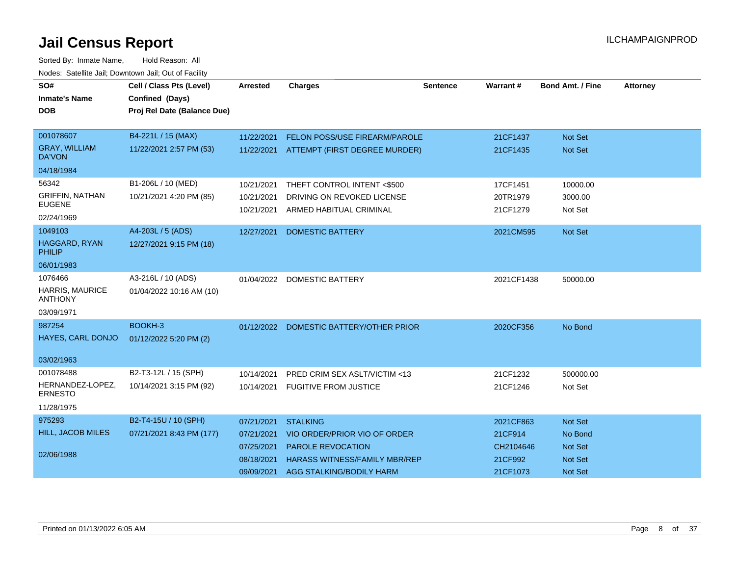# Jail Census Report

ILCHAMPAIGNPROD

Sorted By: Inmate Name, Hold Reason: All

Nodes: Satellite Jail; Downtown Jail; Out of Facility

| SO# / Inmate's Name / DOB | Cell / Class Pts (Level) / Confined (Days) / Proj Rel Date (Balance Due) | Arrested | Charges | Sentence | Warrant # | Bond Amt. / Fine | Attorney |
|---|---|---|---|---|---|---|---|
| 001078607 GRAY, WILLIAM DA'VON 04/18/1984 | B4-221L / 15 (MAX) 11/22/2021 2:57 PM (53) | 11/22/2021 | FELON POSS/USE FIREARM/PAROLE | | 21CF1437 | Not Set | |
| | | 11/22/2021 | ATTEMPT (FIRST DEGREE MURDER) | | 21CF1435 | Not Set | |
| 56342 GRIFFIN, NATHAN EUGENE 02/24/1969 | B1-206L / 10 (MED) 10/21/2021 4:20 PM (85) | 10/21/2021 | THEFT CONTROL INTENT <$500 | | 17CF1451 | 10000.00 | |
| | | 10/21/2021 | DRIVING ON REVOKED LICENSE | | 20TR1979 | 3000.00 | |
| | | 10/21/2021 | ARMED HABITUAL CRIMINAL | | 21CF1279 | Not Set | |
| 1049103 HAGGARD, RYAN PHILIP 06/01/1983 | A4-203L / 5 (ADS) 12/27/2021 9:15 PM (18) | 12/27/2021 | DOMESTIC BATTERY | | 2021CM595 | Not Set | |
| 1076466 HARRIS, MAURICE ANTHONY 03/09/1971 | A3-216L / 10 (ADS) 01/04/2022 10:16 AM (10) | 01/04/2022 | DOMESTIC BATTERY | | 2021CF1438 | 50000.00 | |
| 987254 HAYES, CARL DONJO 03/02/1963 | BOOKH-3 01/12/2022 5:20 PM (2) | 01/12/2022 | DOMESTIC BATTERY/OTHER PRIOR | | 2020CF356 | No Bond | |
| 001078488 HERNANDEZ-LOPEZ, ERNESTO 11/28/1975 | B2-T3-12L / 15 (SPH) 10/14/2021 3:15 PM (92) | 10/14/2021 | PRED CRIM SEX ASLT/VICTIM <13 | | 21CF1232 | 500000.00 | |
| | | 10/14/2021 | FUGITIVE FROM JUSTICE | | 21CF1246 | Not Set | |
| 975293 HILL, JACOB MILES 02/06/1988 | B2-T4-15U / 10 (SPH) 07/21/2021 8:43 PM (177) | 07/21/2021 | STALKING | | 2021CF863 | Not Set | |
| | | 07/21/2021 | VIO ORDER/PRIOR VIO OF ORDER | | 21CF914 | No Bond | |
| | | 07/25/2021 | PAROLE REVOCATION | | CH2104646 | Not Set | |
| | | 08/18/2021 | HARASS WITNESS/FAMILY MBR/REP | | 21CF992 | Not Set | |
| | | 09/09/2021 | AGG STALKING/BODILY HARM | | 21CF1073 | Not Set | |

Printed on 01/13/2022 6:05 AM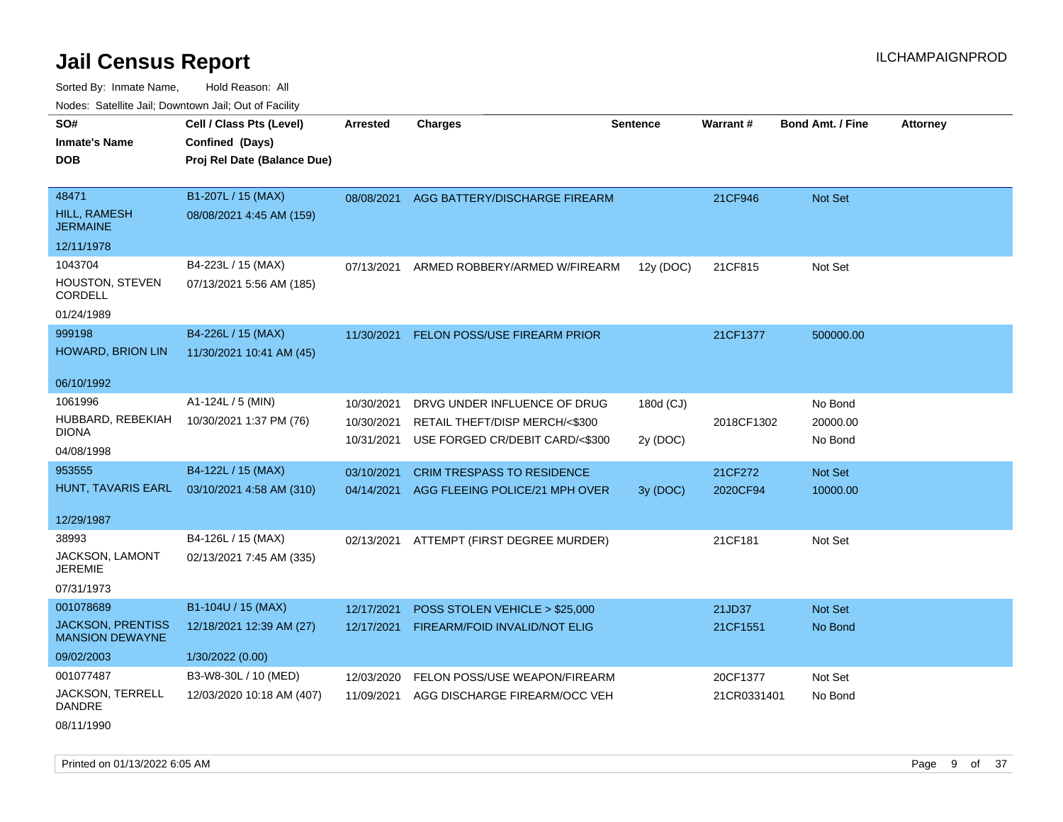# Jail Census Report

ILCHAMPAIGNPROD

Sorted By: Inmate Name, Hold Reason: All

Nodes: Satellite Jail; Downtown Jail; Out of Facility

| SO# / Inmate's Name / DOB | Cell / Class Pts (Level) / Confined (Days) / Proj Rel Date (Balance Due) | Arrested | Charges | Sentence | Warrant # | Bond Amt. / Fine | Attorney |
|---|---|---|---|---|---|---|---|
| 48471<br>HILL, RAMESH JERMAINE<br>12/11/1978 | B1-207L / 15 (MAX)<br>08/08/2021 4:45 AM (159) | 08/08/2021 | AGG BATTERY/DISCHARGE FIREARM | | 21CF946 | Not Set | |
| 1043704<br>HOUSTON, STEVEN CORDELL<br>01/24/1989 | B4-223L / 15 (MAX)<br>07/13/2021 5:56 AM (185) | 07/13/2021 | ARMED ROBBERY/ARMED W/FIREARM | 12y (DOC) | 21CF815 | Not Set | |
| 999198<br>HOWARD, BRION LIN<br>06/10/1992 | B4-226L / 15 (MAX)<br>11/30/2021 10:41 AM (45) | 11/30/2021 | FELON POSS/USE FIREARM PRIOR | | 21CF1377 | 500000.00 | |
| 1061996<br>HUBBARD, REBEKIAH DIONA<br>04/08/1998 | A1-124L / 5 (MIN)<br>10/30/2021 1:37 PM (76) | 10/30/2021<br>10/30/2021<br>10/31/2021 | DRVG UNDER INFLUENCE OF DRUG<br>RETAIL THEFT/DISP MERCH/<$300<br>USE FORGED CR/DEBIT CARD/<$300 | 180d (CJ)<br><br>2y (DOC) | <br>2018CF1302<br> | No Bond<br>20000.00<br>No Bond | |
| 953555<br>HUNT, TAVARIS EARL<br>12/29/1987 | B4-122L / 15 (MAX)<br>03/10/2021 4:58 AM (310) | 03/10/2021<br>04/14/2021 | CRIM TRESPASS TO RESIDENCE<br>AGG FLEEING POLICE/21 MPH OVER | <br>3y (DOC) | 21CF272<br>2020CF94 | Not Set<br>10000.00 | |
| 38993<br>JACKSON, LAMONT JEREMIE<br>07/31/1973 | B4-126L / 15 (MAX)<br>02/13/2021 7:45 AM (335) | 02/13/2021 | ATTEMPT (FIRST DEGREE MURDER) | | 21CF181 | Not Set | |
| 001078689<br>JACKSON, PRENTISS MANSION DEWAYNE<br>09/02/2003 | B1-104U / 15 (MAX)<br>12/18/2021 12:39 AM (27)<br>1/30/2022 (0.00) | 12/17/2021<br>12/17/2021 | POSS STOLEN VEHICLE > $25,000<br>FIREARM/FOID INVALID/NOT ELIG | | 21JD37<br>21CF1551 | Not Set<br>No Bond | |
| 001077487<br>JACKSON, TERRELL DANDRE<br>08/11/1990 | B3-W8-30L / 10 (MED)<br>12/03/2020 10:18 AM (407) | 12/03/2020<br>11/09/2021 | FELON POSS/USE WEAPON/FIREARM<br>AGG DISCHARGE FIREARM/OCC VEH | | 20CF1377<br>21CR0331401 | Not Set<br>No Bond | |

Printed on 01/13/2022 6:05 AM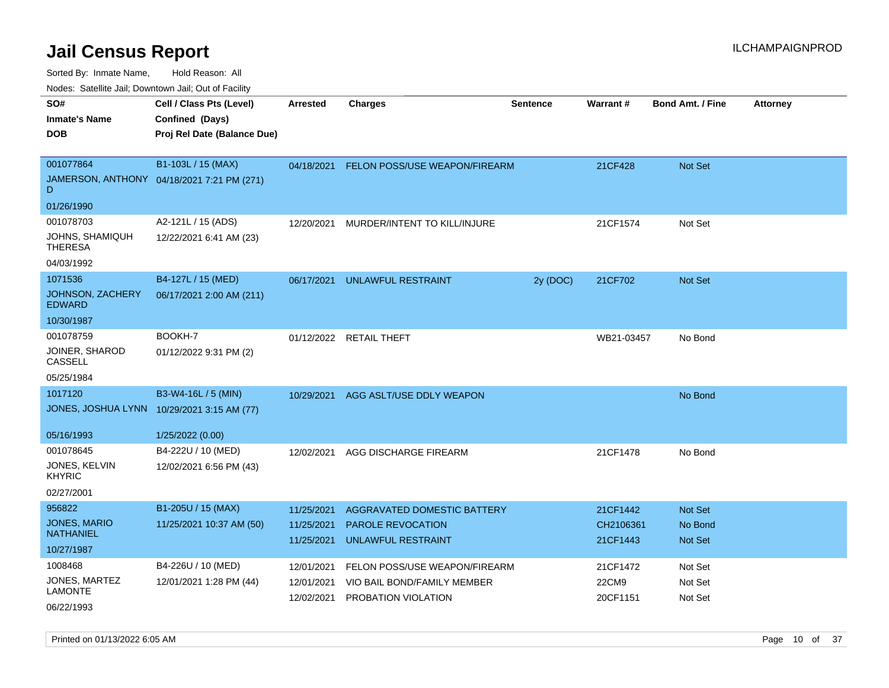# Jail Census Report

ILCHAMPAIGNPROD

Sorted By: Inmate Name, Hold Reason: All

Nodes: Satellite Jail; Downtown Jail; Out of Facility

| SO# / Inmate's Name / DOB | Cell / Class Pts (Level) / Confined (Days) / Proj Rel Date (Balance Due) | Arrested | Charges | Sentence | Warrant # | Bond Amt. / Fine | Attorney |
|---|---|---|---|---|---|---|---|
| 001077864<br>JAMERSON, ANTHONY D<br>01/26/1990 | B1-103L / 15 (MAX)<br>04/18/2021 7:21 PM (271) | 04/18/2021 | FELON POSS/USE WEAPON/FIREARM | | 21CF428 | Not Set | |
| 001078703<br>JOHNS, SHAMIQUH THERESA<br>04/03/1992 | A2-121L / 15 (ADS)<br>12/22/2021 6:41 AM (23) | 12/20/2021 | MURDER/INTENT TO KILL/INJURE | | 21CF1574 | Not Set | |
| 1071536<br>JOHNSON, ZACHERY EDWARD<br>10/30/1987 | B4-127L / 15 (MED)<br>06/17/2021 2:00 AM (211) | 06/17/2021 | UNLAWFUL RESTRAINT | 2y (DOC) | 21CF702 | Not Set | |
| 001078759<br>JOINER, SHAROD CASSELL<br>05/25/1984 | BOOKH-7<br>01/12/2022 9:31 PM (2) | 01/12/2022 | RETAIL THEFT | | WB21-03457 | No Bond | |
| 1017120<br>JONES, JOSHUA LYNN<br>05/16/1993 | B3-W4-16L / 5 (MIN)<br>10/29/2021 3:15 AM (77)<br>1/25/2022 (0.00) | 10/29/2021 | AGG ASLT/USE DDLY WEAPON | | | No Bond | |
| 001078645<br>JONES, KELVIN KHYRIC<br>02/27/2001 | B4-222U / 10 (MED)<br>12/02/2021 6:56 PM (43) | 12/02/2021 | AGG DISCHARGE FIREARM | | 21CF1478 | No Bond | |
| 956822<br>JONES, MARIO NATHANIEL<br>10/27/1987 | B1-205U / 15 (MAX)<br>11/25/2021 10:37 AM (50) | 11/25/2021<br>11/25/2021<br>11/25/2021 | AGGRAVATED DOMESTIC BATTERY<br>PAROLE REVOCATION<br>UNLAWFUL RESTRAINT | | 21CF1442<br>CH2106361<br>21CF1443 | Not Set<br>No Bond<br>Not Set | |
| 1008468<br>JONES, MARTEZ LAMONTE<br>06/22/1993 | B4-226U / 10 (MED)<br>12/01/2021 1:28 PM (44) | 12/01/2021<br>12/01/2021<br>12/02/2021 | FELON POSS/USE WEAPON/FIREARM<br>VIO BAIL BOND/FAMILY MEMBER<br>PROBATION VIOLATION | | 21CF1472<br>22CM9<br>20CF1151 | Not Set<br>Not Set<br>Not Set | |

Printed on 01/13/2022 6:05 AM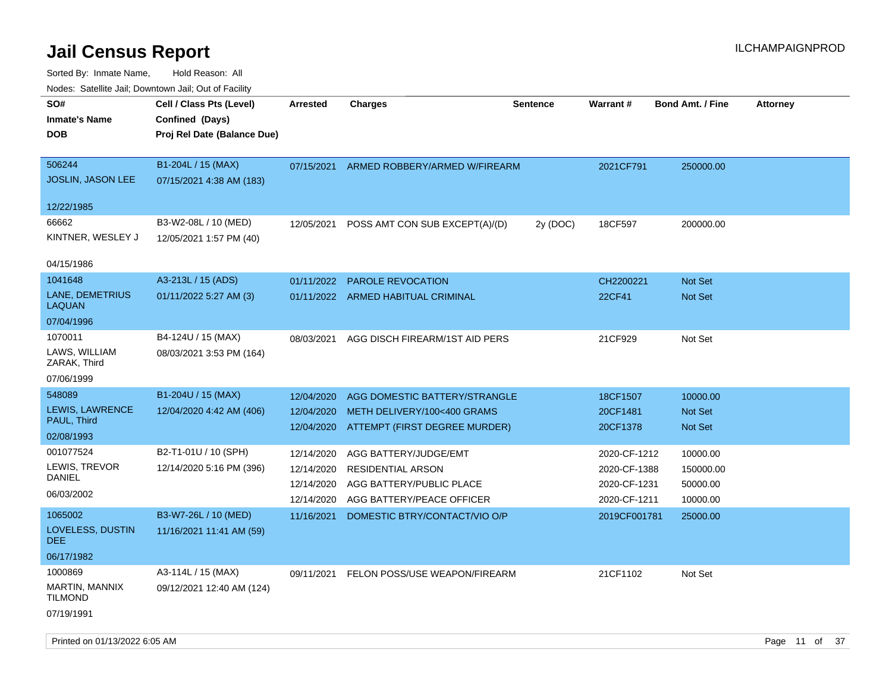# Jail Census Report

ILCHAMPAIGNPROD

Sorted By: Inmate Name, Hold Reason: All

Nodes: Satellite Jail; Downtown Jail; Out of Facility

| SO# / Inmate's Name / DOB | Cell / Class Pts (Level) / Confined (Days) / Proj Rel Date (Balance Due) | Arrested | Charges | Sentence | Warrant # | Bond Amt. / Fine | Attorney |
|---|---|---|---|---|---|---|---|
| 506244<br>JOSLIN, JASON LEE<br>12/22/1985 | B1-204L / 15 (MAX)<br>07/15/2021 4:38 AM (183) | 07/15/2021 | ARMED ROBBERY/ARMED W/FIREARM | | 2021CF791 | 250000.00 | |
| 66662<br>KINTNER, WESLEY J<br>04/15/1986 | B3-W2-08L / 10 (MED)<br>12/05/2021 1:57 PM (40) | 12/05/2021 | POSS AMT CON SUB EXCEPT(A)/(D) | 2y (DOC) | 18CF597 | 200000.00 | |
| 1041648<br>LANE, DEMETRIUS LAQUAN<br>07/04/1996 | A3-213L / 15 (ADS)<br>01/11/2022 5:27 AM (3) | 01/11/2022 | PAROLE REVOCATION | | CH2200221 | Not Set | |
| | | 01/11/2022 | ARMED HABITUAL CRIMINAL | | 22CF41 | Not Set | |
| 1070011<br>LAWS, WILLIAM ZARAK, Third<br>07/06/1999 | B4-124U / 15 (MAX)<br>08/03/2021 3:53 PM (164) | 08/03/2021 | AGG DISCH FIREARM/1ST AID PERS | | 21CF929 | Not Set | |
| 548089<br>LEWIS, LAWRENCE PAUL, Third<br>02/08/1993 | B1-204U / 15 (MAX)<br>12/04/2020 4:42 AM (406) | 12/04/2020 | AGG DOMESTIC BATTERY/STRANGLE | | 18CF1507 | 10000.00 | |
| | | 12/04/2020 | METH DELIVERY/100<400 GRAMS | | 20CF1481 | Not Set | |
| | | 12/04/2020 | ATTEMPT (FIRST DEGREE MURDER) | | 20CF1378 | Not Set | |
| 001077524<br>LEWIS, TREVOR DANIEL<br>06/03/2002 | B2-T1-01U / 10 (SPH)<br>12/14/2020 5:16 PM (396) | 12/14/2020 | AGG BATTERY/JUDGE/EMT | | 2020-CF-1212 | 10000.00 | |
| | | 12/14/2020 | RESIDENTIAL ARSON | | 2020-CF-1388 | 150000.00 | |
| | | 12/14/2020 | AGG BATTERY/PUBLIC PLACE | | 2020-CF-1231 | 50000.00 | |
| | | 12/14/2020 | AGG BATTERY/PEACE OFFICER | | 2020-CF-1211 | 10000.00 | |
| 1065002<br>LOVELESS, DUSTIN DEE<br>06/17/1982 | B3-W7-26L / 10 (MED)<br>11/16/2021 11:41 AM (59) | 11/16/2021 | DOMESTIC BTRY/CONTACT/VIO O/P | | 2019CF001781 | 25000.00 | |
| 1000869<br>MARTIN, MANNIX TILMOND<br>07/19/1991 | A3-114L / 15 (MAX)<br>09/12/2021 12:40 AM (124) | 09/11/2021 | FELON POSS/USE WEAPON/FIREARM | | 21CF1102 | Not Set | |

Printed on 01/13/2022 6:05 AM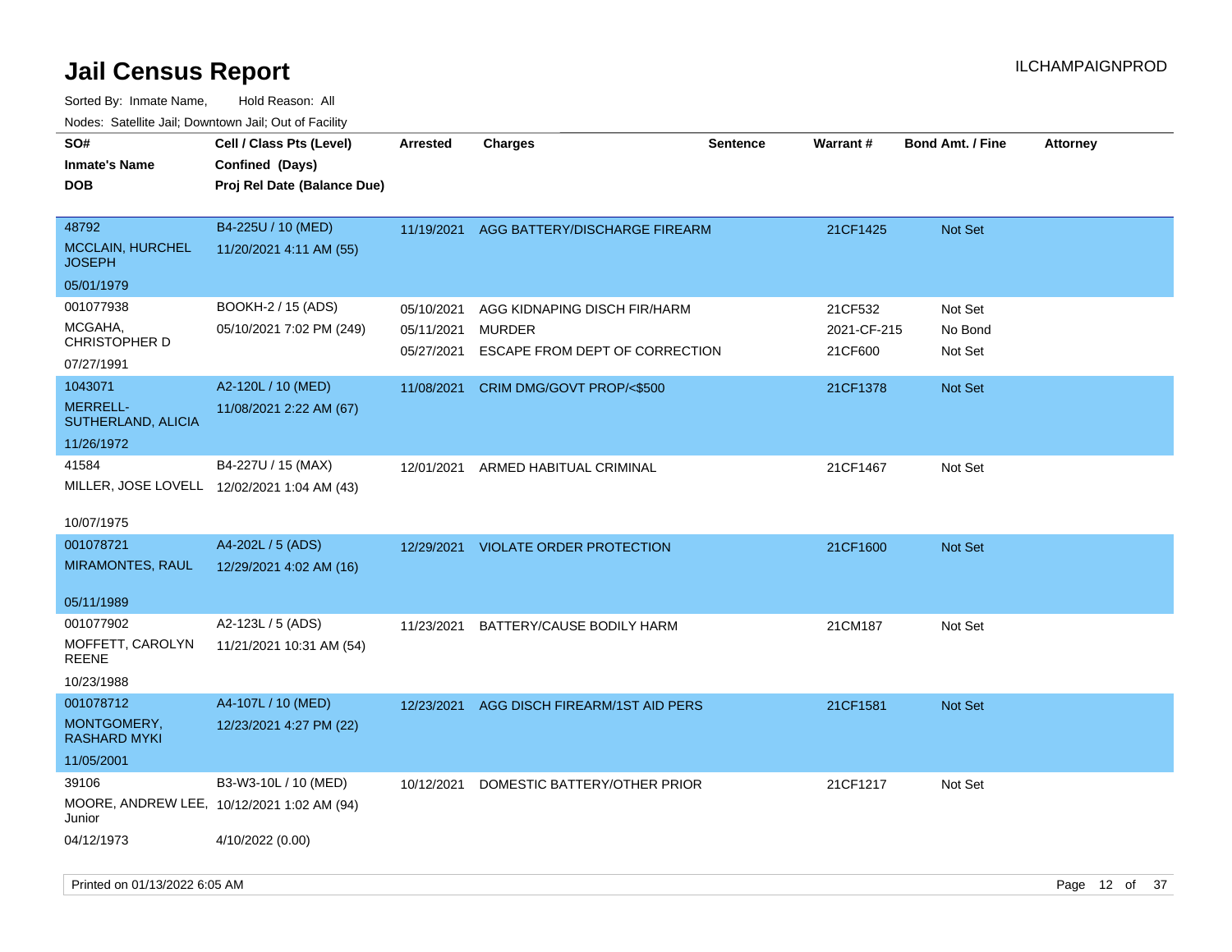# Jail Census Report

ILCHAMPAIGNPROD

Sorted By: Inmate Name, Hold Reason: All

Nodes: Satellite Jail; Downtown Jail; Out of Facility

| SO# / Inmate's Name / DOB | Cell / Class Pts (Level) / Confined (Days) / Proj Rel Date (Balance Due) | Arrested | Charges | Sentence | Warrant # | Bond Amt. / Fine | Attorney |
|---|---|---|---|---|---|---|---|
| 48792<br>MCCLAIN, HURCHEL JOSEPH<br>05/01/1979 | B4-225U / 10 (MED)<br>11/20/2021 4:11 AM (55) | 11/19/2021 | AGG BATTERY/DISCHARGE FIREARM | | 21CF1425 | Not Set | |
| 001077938<br>MCGAHA, CHRISTOPHER D<br>07/27/1991 | BOOKH-2 / 15 (ADS)<br>05/10/2021 7:02 PM (249) | 05/10/2021 | AGG KIDNAPING DISCH FIR/HARM | | 21CF532 | Not Set | |
| | | 05/11/2021 | MURDER | | 2021-CF-215 | No Bond | |
| | | 05/27/2021 | ESCAPE FROM DEPT OF CORRECTION | | 21CF600 | Not Set | |
| 1043071<br>MERRELL-SUTHERLAND, ALICIA<br>11/26/1972 | A2-120L / 10 (MED)<br>11/08/2021 2:22 AM (67) | 11/08/2021 | CRIM DMG/GOVT PROP/<$500 | | 21CF1378 | Not Set | |
| 41584<br>MILLER, JOSE LOVELL<br>10/07/1975 | B4-227U / 15 (MAX)<br>12/02/2021 1:04 AM (43) | 12/01/2021 | ARMED HABITUAL CRIMINAL | | 21CF1467 | Not Set | |
| 001078721<br>MIRAMONTES, RAUL<br>05/11/1989 | A4-202L / 5 (ADS)<br>12/29/2021 4:02 AM (16) | 12/29/2021 | VIOLATE ORDER PROTECTION | | 21CF1600 | Not Set | |
| 001077902<br>MOFFETT, CAROLYN REENE<br>10/23/1988 | A2-123L / 5 (ADS)<br>11/21/2021 10:31 AM (54) | 11/23/2021 | BATTERY/CAUSE BODILY HARM | | 21CM187 | Not Set | |
| 001078712<br>MONTGOMERY, RASHARD MYKI<br>11/05/2001 | A4-107L / 10 (MED)<br>12/23/2021 4:27 PM (22) | 12/23/2021 | AGG DISCH FIREARM/1ST AID PERS | | 21CF1581 | Not Set | |
| 39106<br>MOORE, ANDREW LEE, Junior<br>04/12/1973 | B3-W3-10L / 10 (MED)<br>10/12/2021 1:02 AM (94)<br>4/10/2022 (0.00) | 10/12/2021 | DOMESTIC BATTERY/OTHER PRIOR | | 21CF1217 | Not Set | |

Printed on 01/13/2022 6:05 AM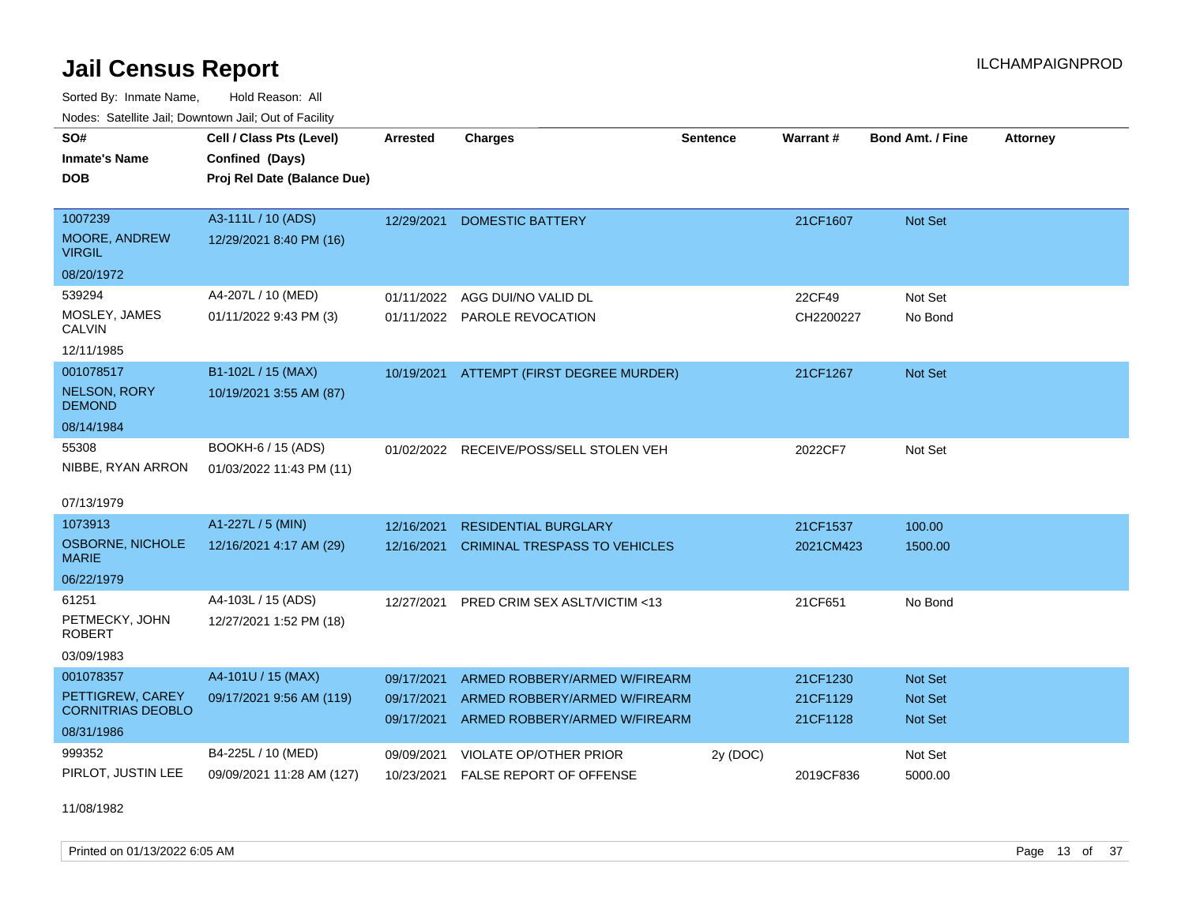# Jail Census Report

ILCHAMPAIGNPROD

Sorted By: Inmate Name, Hold Reason: All

Nodes: Satellite Jail; Downtown Jail; Out of Facility

| SO# / Inmate's Name / DOB | Cell / Class Pts (Level) / Confined (Days) / Proj Rel Date (Balance Due) | Arrested | Charges | Sentence | Warrant # | Bond Amt. / Fine | Attorney |
|---|---|---|---|---|---|---|---|
| 1007239<br>MOORE, ANDREW VIRGIL<br>08/20/1972 | A3-111L / 10 (ADS)<br>12/29/2021 8:40 PM (16) | 12/29/2021 | DOMESTIC BATTERY | | 21CF1607 | Not Set | |
| 539294<br>MOSLEY, JAMES CALVIN<br>12/11/1985 | A4-207L / 10 (MED)<br>01/11/2022 9:43 PM (3) | 01/11/2022<br>01/11/2022 | AGG DUI/NO VALID DL<br>PAROLE REVOCATION | | 22CF49<br>CH2200227 | Not Set<br>No Bond | |
| 001078517<br>NELSON, RORY DEMOND<br>08/14/1984 | B1-102L / 15 (MAX)<br>10/19/2021 3:55 AM (87) | 10/19/2021 | ATTEMPT (FIRST DEGREE MURDER) | | 21CF1267 | Not Set | |
| 55308<br>NIBBE, RYAN ARRON<br>07/13/1979 | BOOKH-6 / 15 (ADS)<br>01/03/2022 11:43 PM (11) | 01/02/2022 | RECEIVE/POSS/SELL STOLEN VEH | | 2022CF7 | Not Set | |
| 1073913<br>OSBORNE, NICHOLE MARIE<br>06/22/1979 | A1-227L / 5 (MIN)<br>12/16/2021 4:17 AM (29) | 12/16/2021<br>12/16/2021 | RESIDENTIAL BURGLARY<br>CRIMINAL TRESPASS TO VEHICLES | | 21CF1537<br>2021CM423 | 100.00<br>1500.00 | |
| 61251<br>PETMECKY, JOHN ROBERT<br>03/09/1983 | A4-103L / 15 (ADS)<br>12/27/2021 1:52 PM (18) | 12/27/2021 | PRED CRIM SEX ASLT/VICTIM <13 | | 21CF651 | No Bond | |
| 001078357<br>PETTIGREW, CAREY CORNITRIAS DEOBLO<br>08/31/1986 | A4-101U / 15 (MAX)<br>09/17/2021 9:56 AM (119) | 09/17/2021<br>09/17/2021<br>09/17/2021 | ARMED ROBBERY/ARMED W/FIREARM<br>ARMED ROBBERY/ARMED W/FIREARM<br>ARMED ROBBERY/ARMED W/FIREARM | | 21CF1230<br>21CF1129<br>21CF1128 | Not Set<br>Not Set<br>Not Set | |
| 999352<br>PIRLOT, JUSTIN LEE<br>11/08/1982 | B4-225L / 10 (MED)<br>09/09/2021 11:28 AM (127) | 09/09/2021<br>10/23/2021 | VIOLATE OP/OTHER PRIOR<br>FALSE REPORT OF OFFENSE | 2y (DOC) | <br>2019CF836 | Not Set<br>5000.00 | |

Printed on 01/13/2022 6:05 AM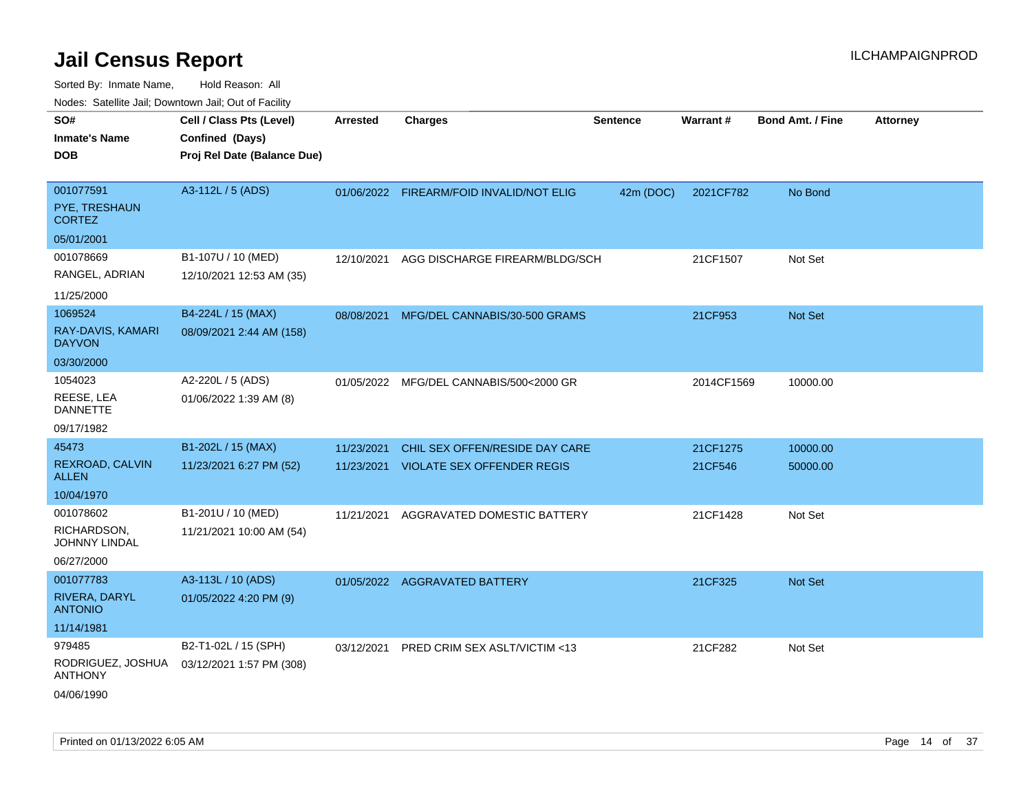# Jail Census Report

ILCHAMPAIGNPROD

Sorted By: Inmate Name, Hold Reason: All

Nodes: Satellite Jail; Downtown Jail; Out of Facility

| SO# / Inmate's Name / DOB | Cell / Class Pts (Level) / Confined (Days) / Proj Rel Date (Balance Due) | Arrested | Charges | Sentence | Warrant # | Bond Amt. / Fine | Attorney |
|---|---|---|---|---|---|---|---|
| 001077591<br>PYE, TRESHAUN CORTEZ<br>05/01/2001 | A3-112L / 5 (ADS) | 01/06/2022 | FIREARM/FOID INVALID/NOT ELIG | 42m (DOC) | 2021CF782 | No Bond | |
| 001078669<br>RANGEL, ADRIAN<br>11/25/2000 | B1-107U / 10 (MED)<br>12/10/2021 12:53 AM (35) | 12/10/2021 | AGG DISCHARGE FIREARM/BLDG/SCH | | 21CF1507 | Not Set | |
| 1069524<br>RAY-DAVIS, KAMARI DAYVON<br>03/30/2000 | B4-224L / 15 (MAX)<br>08/09/2021 2:44 AM (158) | 08/08/2021 | MFG/DEL CANNABIS/30-500 GRAMS | | 21CF953 | Not Set | |
| 1054023<br>REESE, LEA DANNETTE<br>09/17/1982 | A2-220L / 5 (ADS)<br>01/06/2022 1:39 AM (8) | 01/05/2022 | MFG/DEL CANNABIS/500<2000 GR | | 2014CF1569 | 10000.00 | |
| 45473<br>REXROAD, CALVIN ALLEN<br>10/04/1970 | B1-202L / 15 (MAX)<br>11/23/2021 6:27 PM (52) | 11/23/2021<br>11/23/2021 | CHIL SEX OFFEN/RESIDE DAY CARE<br>VIOLATE SEX OFFENDER REGIS | | 21CF1275<br>21CF546 | 10000.00<br>50000.00 | |
| 001078602<br>RICHARDSON, JOHNNY LINDAL<br>06/27/2000 | B1-201U / 10 (MED)<br>11/21/2021 10:00 AM (54) | 11/21/2021 | AGGRAVATED DOMESTIC BATTERY | | 21CF1428 | Not Set | |
| 001077783<br>RIVERA, DARYL ANTONIO<br>11/14/1981 | A3-113L / 10 (ADS)<br>01/05/2022 4:20 PM (9) | 01/05/2022 | AGGRAVATED BATTERY | | 21CF325 | Not Set | |
| 979485<br>RODRIGUEZ, JOSHUA ANTHONY<br>04/06/1990 | B2-T1-02L / 15 (SPH)<br>03/12/2021 1:57 PM (308) | 03/12/2021 | PRED CRIM SEX ASLT/VICTIM <13 | | 21CF282 | Not Set | |

Printed on 01/13/2022 6:05 AM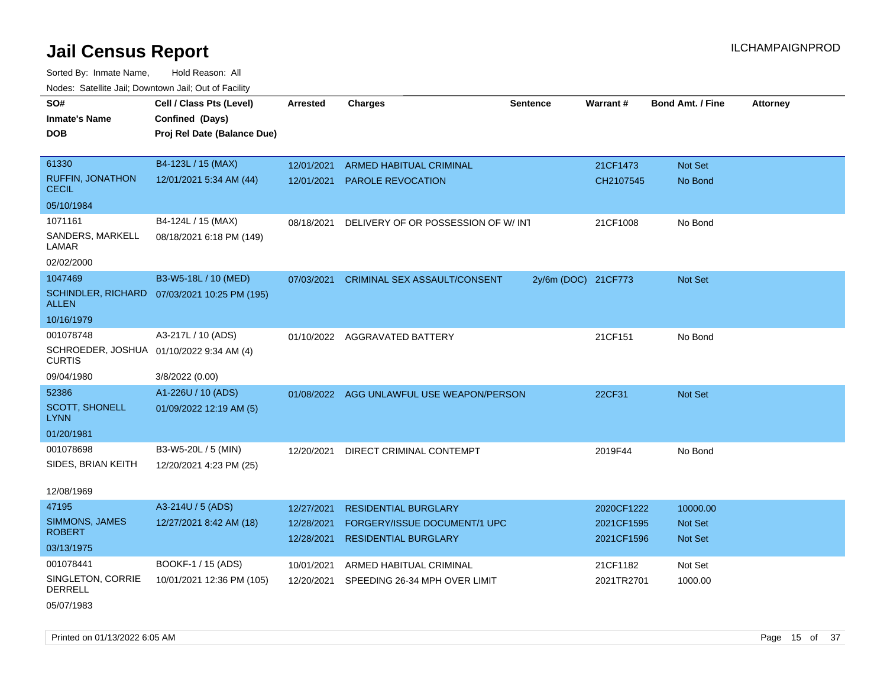# Jail Census Report

Sorted By: Inmate Name, Hold Reason: All

Nodes: Satellite Jail; Downtown Jail; Out of Facility

| SO# / Inmate's Name / DOB | Cell / Class Pts (Level) / Confined (Days) / Proj Rel Date (Balance Due) | Arrested | Charges | Sentence | Warrant # | Bond Amt. / Fine | Attorney |
|---|---|---|---|---|---|---|---|
| 61330<br>RUFFIN, JONATHON CECIL<br>05/10/1984 | B4-123L / 15 (MAX)<br>12/01/2021 5:34 AM (44) | 12/01/2021<br>12/01/2021 | ARMED HABITUAL CRIMINAL<br>PAROLE REVOCATION | | 21CF1473<br>CH2107545 | Not Set<br>No Bond | |
| 1071161<br>SANDERS, MARKELL LAMAR<br>02/02/2000 | B4-124L / 15 (MAX)<br>08/18/2021 6:18 PM (149) | 08/18/2021 | DELIVERY OF OR POSSESSION OF W/ INT | | 21CF1008 | No Bond | |
| 1047469<br>SCHINDLER, RICHARD ALLEN<br>10/16/1979 | B3-W5-18L / 10 (MED)<br>07/03/2021 10:25 PM (195) | 07/03/2021 | CRIMINAL SEX ASSAULT/CONSENT | 2y/6m (DOC) | 21CF773 | Not Set | |
| 001078748<br>SCHROEDER, JOSHUA CURTIS<br>09/04/1980 | A3-217L / 10 (ADS)<br>01/10/2022 9:34 AM (4)<br>3/8/2022 (0.00) | 01/10/2022 | AGGRAVATED BATTERY | | 21CF151 | No Bond | |
| 52386<br>SCOTT, SHONELL LYNN<br>01/20/1981 | A1-226U / 10 (ADS)<br>01/09/2022 12:19 AM (5) | 01/08/2022 | AGG UNLAWFUL USE WEAPON/PERSON | | 22CF31 | Not Set | |
| 001078698<br>SIDES, BRIAN KEITH<br>12/08/1969 | B3-W5-20L / 5 (MIN)<br>12/20/2021 4:23 PM (25) | 12/20/2021 | DIRECT CRIMINAL CONTEMPT | | 2019F44 | No Bond | |
| 47195<br>SIMMONS, JAMES ROBERT<br>03/13/1975 | A3-214U / 5 (ADS)<br>12/27/2021 8:42 AM (18) | 12/27/2021<br>12/28/2021<br>12/28/2021 | RESIDENTIAL BURGLARY<br>FORGERY/ISSUE DOCUMENT/1 UPC<br>RESIDENTIAL BURGLARY | | 2020CF1222<br>2021CF1595<br>2021CF1596 | 10000.00<br>Not Set<br>Not Set | |
| 001078441<br>SINGLETON, CORRIE DERRELL<br>05/07/1983 | BOOKF-1 / 15 (ADS)<br>10/01/2021 12:36 PM (105) | 10/01/2021<br>12/20/2021 | ARMED HABITUAL CRIMINAL<br>SPEEDING 26-34 MPH OVER LIMIT | | 21CF1182<br>2021TR2701 | Not Set<br>1000.00 | |

Printed on 01/13/2022 6:05 AM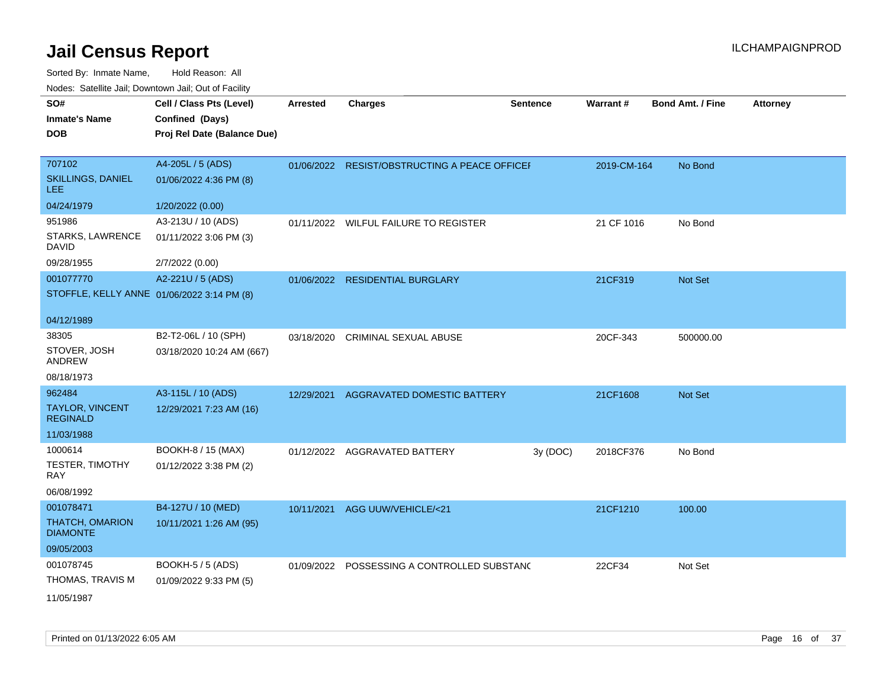# Jail Census Report

ILCHAMPAIGNPROD

Sorted By: Inmate Name, Hold Reason: All

Nodes: Satellite Jail; Downtown Jail; Out of Facility

| SO# / Inmate's Name / DOB | Cell / Class Pts (Level) / Confined (Days) / Proj Rel Date (Balance Due) | Arrested | Charges | Sentence | Warrant # | Bond Amt. / Fine | Attorney |
|---|---|---|---|---|---|---|---|
| 707102 SKILLINGS, DANIEL LEE 04/24/1979 | A4-205L / 5 (ADS) 01/06/2022 4:36 PM (8) 1/20/2022 (0.00) | 01/06/2022 | RESIST/OBSTRUCTING A PEACE OFFICEI | | 2019-CM-164 | No Bond | |
| 951986 STARKS, LAWRENCE DAVID 09/28/1955 | A3-213U / 10 (ADS) 01/11/2022 3:06 PM (3) 2/7/2022 (0.00) | 01/11/2022 | WILFUL FAILURE TO REGISTER | | 21 CF 1016 | No Bond | |
| 001077770 STOFFLE, KELLY ANNE 04/12/1989 | A2-221U / 5 (ADS) 01/06/2022 3:14 PM (8) | 01/06/2022 | RESIDENTIAL BURGLARY | | 21CF319 | Not Set | |
| 38305 STOVER, JOSH ANDREW 08/18/1973 | B2-T2-06L / 10 (SPH) 03/18/2020 10:24 AM (667) | 03/18/2020 | CRIMINAL SEXUAL ABUSE | | 20CF-343 | 500000.00 | |
| 962484 TAYLOR, VINCENT REGINALD 11/03/1988 | A3-115L / 10 (ADS) 12/29/2021 7:23 AM (16) | 12/29/2021 | AGGRAVATED DOMESTIC BATTERY | | 21CF1608 | Not Set | |
| 1000614 TESTER, TIMOTHY RAY 06/08/1992 | BOOKH-8 / 15 (MAX) 01/12/2022 3:38 PM (2) | 01/12/2022 | AGGRAVATED BATTERY | 3y (DOC) | 2018CF376 | No Bond | |
| 001078471 THATCH, OMARION DIAMONTE 09/05/2003 | B4-127U / 10 (MED) 10/11/2021 1:26 AM (95) | 10/11/2021 | AGG UUW/VEHICLE/<21 | | 21CF1210 | 100.00 | |
| 001078745 THOMAS, TRAVIS M 11/05/1987 | BOOKH-5 / 5 (ADS) 01/09/2022 9:33 PM (5) | 01/09/2022 | POSSESSING A CONTROLLED SUBSTANC | | 22CF34 | Not Set | |

Printed on 01/13/2022 6:05 AM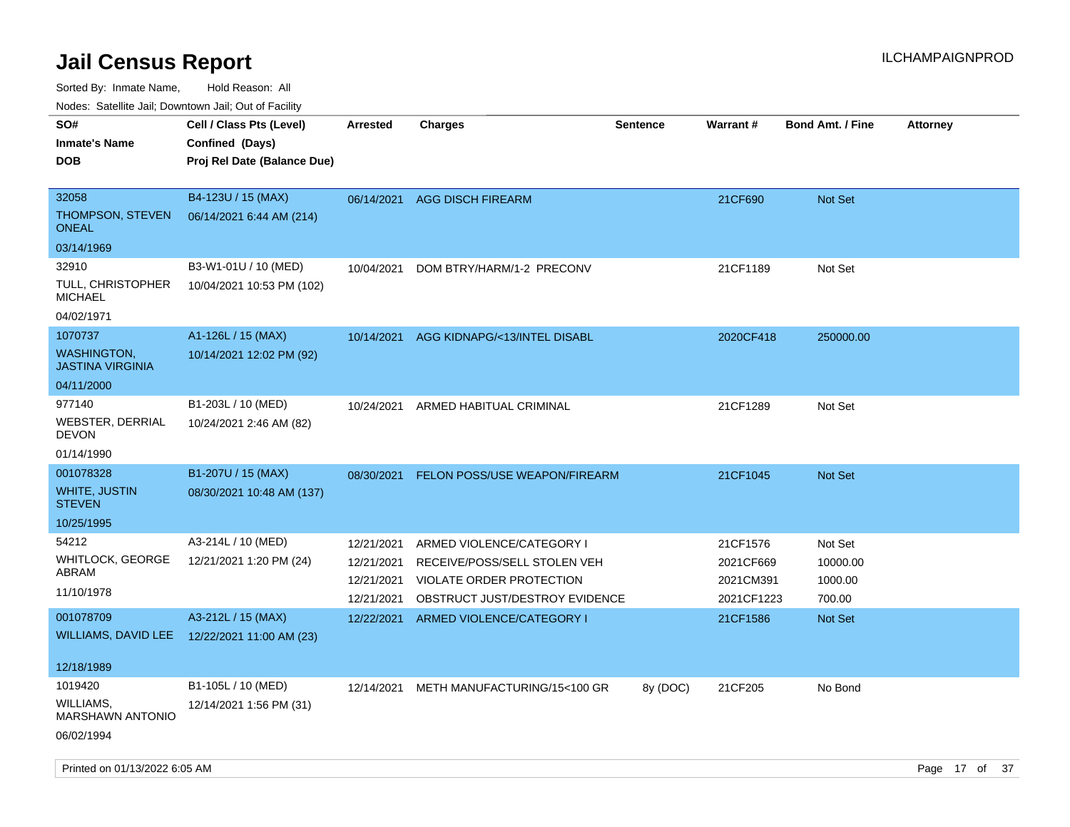# Jail Census Report

ILCHAMPAIGNPROD

Sorted By: Inmate Name, Hold Reason: All

Nodes: Satellite Jail; Downtown Jail; Out of Facility

| SO# / Inmate's Name / DOB | Cell / Class Pts (Level) / Confined (Days) / Proj Rel Date (Balance Due) | Arrested | Charges | Sentence | Warrant # | Bond Amt. / Fine | Attorney |
|---|---|---|---|---|---|---|---|
| 32058<br>THOMPSON, STEVEN ONEAL<br>03/14/1969 | B4-123U / 15 (MAX)<br>06/14/2021 6:44 AM (214) | 06/14/2021 | AGG DISCH FIREARM | | 21CF690 | Not Set | |
| 32910<br>TULL, CHRISTOPHER MICHAEL<br>04/02/1971 | B3-W1-01U / 10 (MED)<br>10/04/2021 10:53 PM (102) | 10/04/2021 | DOM BTRY/HARM/1-2 PRECONV | | 21CF1189 | Not Set | |
| 1070737<br>WASHINGTON, JASTINA VIRGINIA<br>04/11/2000 | A1-126L / 15 (MAX)<br>10/14/2021 12:02 PM (92) | 10/14/2021 | AGG KIDNAPG/<13/INTEL DISABL | | 2020CF418 | 250000.00 | |
| 977140<br>WEBSTER, DERRIAL DEVON<br>01/14/1990 | B1-203L / 10 (MED)<br>10/24/2021 2:46 AM (82) | 10/24/2021 | ARMED HABITUAL CRIMINAL | | 21CF1289 | Not Set | |
| 001078328<br>WHITE, JUSTIN STEVEN<br>10/25/1995 | B1-207U / 15 (MAX)<br>08/30/2021 10:48 AM (137) | 08/30/2021 | FELON POSS/USE WEAPON/FIREARM | | 21CF1045 | Not Set | |
| 54212<br>WHITLOCK, GEORGE ABRAM<br>11/10/1978 | A3-214L / 10 (MED)<br>12/21/2021 1:20 PM (24) | 12/21/2021 | ARMED VIOLENCE/CATEGORY I | | 21CF1576 | Not Set | |
| | | 12/21/2021 | RECEIVE/POSS/SELL STOLEN VEH | | 2021CF669 | 10000.00 | |
| | | 12/21/2021 | VIOLATE ORDER PROTECTION | | 2021CM391 | 1000.00 | |
| | | 12/21/2021 | OBSTRUCT JUST/DESTROY EVIDENCE | | 2021CF1223 | 700.00 | |
| 001078709<br>WILLIAMS, DAVID LEE<br>12/18/1989 | A3-212L / 15 (MAX)<br>12/22/2021 11:00 AM (23) | 12/22/2021 | ARMED VIOLENCE/CATEGORY I | | 21CF1586 | Not Set | |
| 1019420<br>WILLIAMS, MARSHAWN ANTONIO<br>06/02/1994 | B1-105L / 10 (MED)<br>12/14/2021 1:56 PM (31) | 12/14/2021 | METH MANUFACTURING/15<100 GR | 8y (DOC) | 21CF205 | No Bond | |

Printed on 01/13/2022 6:05 AM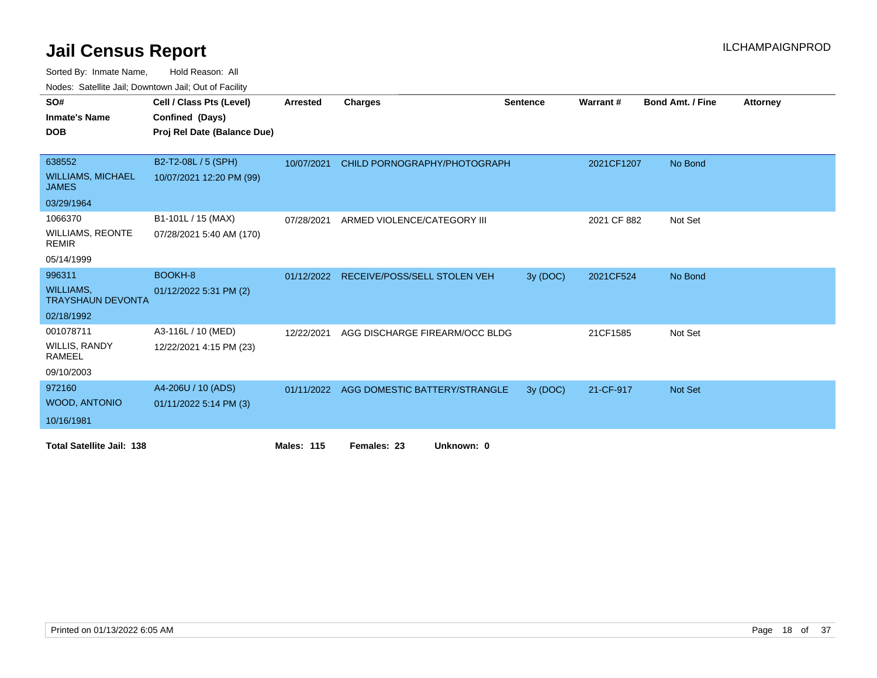# Jail Census Report

ILCHAMPAIGNPROD

Sorted By: Inmate Name, Hold Reason: All

Nodes: Satellite Jail; Downtown Jail; Out of Facility

| SO# / Inmate's Name / DOB | Cell / Class Pts (Level) / Confined (Days) / Proj Rel Date (Balance Due) | Arrested | Charges | Sentence | Warrant # | Bond Amt. / Fine | Attorney |
|---|---|---|---|---|---|---|---|
| 638552 WILLIAMS, MICHAEL JAMES 03/29/1964 | B2-T2-08L / 5 (SPH) 10/07/2021 12:20 PM (99) | 10/07/2021 | CHILD PORNOGRAPHY/PHOTOGRAPH | | 2021CF1207 | No Bond | |
| 1066370 WILLIAMS, REONTE REMIR 05/14/1999 | B1-101L / 15 (MAX) 07/28/2021 5:40 AM (170) | 07/28/2021 | ARMED VIOLENCE/CATEGORY III | | 2021 CF 882 | Not Set | |
| 996311 WILLIAMS, TRAYSHAUN DEVONTA 02/18/1992 | BOOKH-8 01/12/2022 5:31 PM (2) | 01/12/2022 | RECEIVE/POSS/SELL STOLEN VEH | 3y (DOC) | 2021CF524 | No Bond | |
| 001078711 WILLIS, RANDY RAMEEL 09/10/2003 | A3-116L / 10 (MED) 12/22/2021 4:15 PM (23) | 12/22/2021 | AGG DISCHARGE FIREARM/OCC BLDG | | 21CF1585 | Not Set | |
| 972160 WOOD, ANTONIO 10/16/1981 | A4-206U / 10 (ADS) 01/11/2022 5:14 PM (3) | 01/11/2022 | AGG DOMESTIC BATTERY/STRANGLE | 3y (DOC) | 21-CF-917 | Not Set | |

**Total Satellite Jail: 138** **Males: 115** **Females: 23** **Unknown: 0**

Printed on 01/13/2022 6:05 AM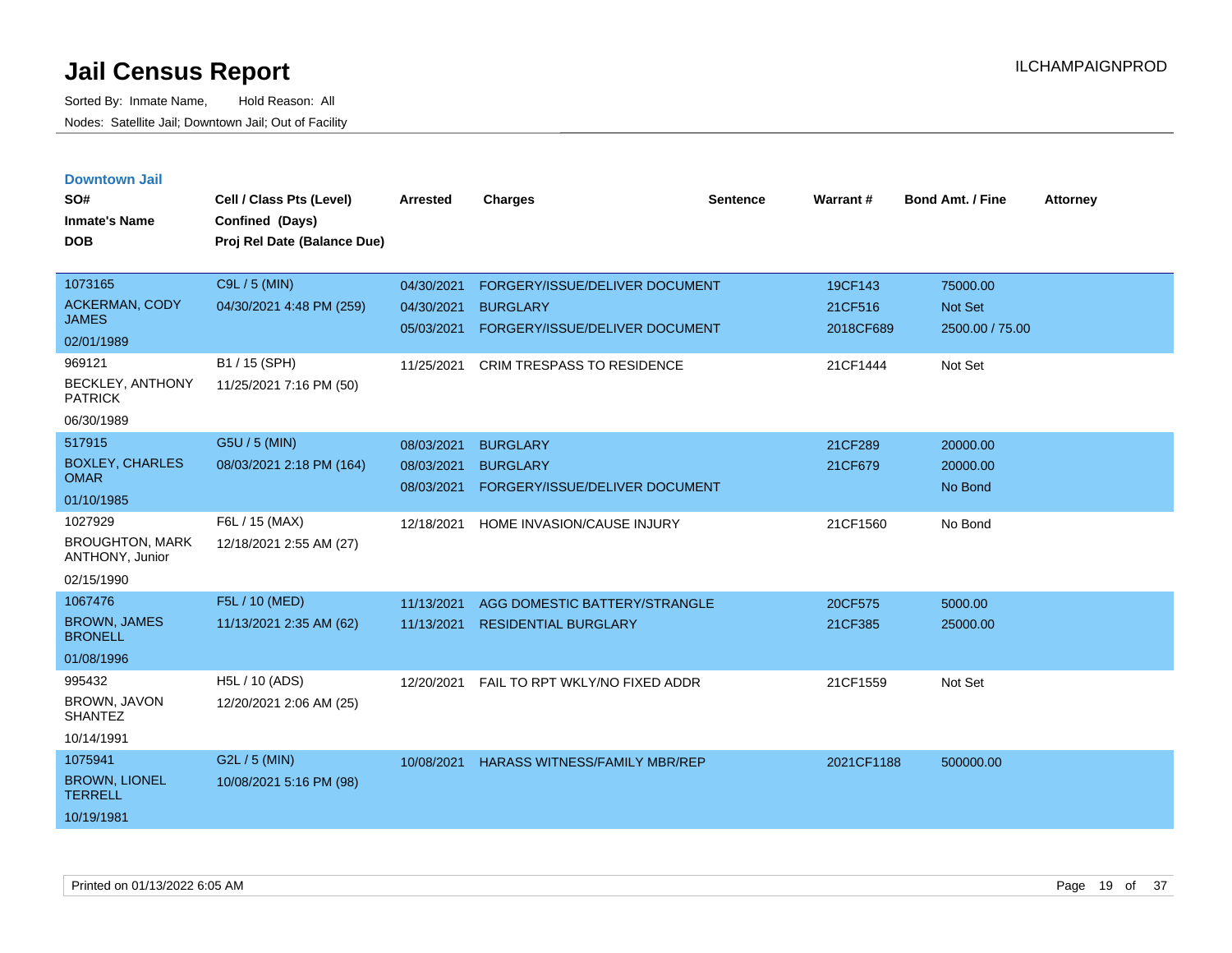# Jail Census Report

Sorted By: Inmate Name, Hold Reason: All

Nodes: Satellite Jail; Downtown Jail; Out of Facility

ILCHAMPAIGNPROD

### Downtown Jail

| SO# / Inmate's Name / DOB | Cell / Class Pts (Level) / Confined (Days) / Proj Rel Date (Balance Due) | Arrested | Charges | Sentence | Warrant # | Bond Amt. / Fine | Attorney |
|---|---|---|---|---|---|---|---|
| 1073165<br>ACKERMAN, CODY JAMES<br>02/01/1989 | C9L / 5 (MIN)<br>04/30/2021 4:48 PM (259) | 04/30/2021<br>04/30/2021<br>05/03/2021 | FORGERY/ISSUE/DELIVER DOCUMENT<br>BURGLARY<br>FORGERY/ISSUE/DELIVER DOCUMENT | | 19CF143<br>21CF516<br>2018CF689 | 75000.00<br>Not Set<br>2500.00 / 75.00 | |
| 969121<br>BECKLEY, ANTHONY PATRICK<br>06/30/1989 | B1 / 15 (SPH)<br>11/25/2021 7:16 PM (50) | 11/25/2021 | CRIM TRESPASS TO RESIDENCE | | 21CF1444 | Not Set | |
| 517915<br>BOXLEY, CHARLES OMAR<br>01/10/1985 | G5U / 5 (MIN)<br>08/03/2021 2:18 PM (164) | 08/03/2021<br>08/03/2021<br>08/03/2021 | BURGLARY<br>BURGLARY<br>FORGERY/ISSUE/DELIVER DOCUMENT | | 21CF289<br>21CF679 | 20000.00<br>20000.00<br>No Bond | |
| 1027929<br>BROUGHTON, MARK ANTHONY, Junior<br>02/15/1990 | F6L / 15 (MAX)<br>12/18/2021 2:55 AM (27) | 12/18/2021 | HOME INVASION/CAUSE INJURY | | 21CF1560 | No Bond | |
| 1067476<br>BROWN, JAMES BRONELL<br>01/08/1996 | F5L / 10 (MED)<br>11/13/2021 2:35 AM (62) | 11/13/2021<br>11/13/2021 | AGG DOMESTIC BATTERY/STRANGLE<br>RESIDENTIAL BURGLARY | | 20CF575<br>21CF385 | 5000.00<br>25000.00 | |
| 995432<br>BROWN, JAVON SHANTEZ<br>10/14/1991 | H5L / 10 (ADS)<br>12/20/2021 2:06 AM (25) | 12/20/2021 | FAIL TO RPT WKLY/NO FIXED ADDR | | 21CF1559 | Not Set | |
| 1075941<br>BROWN, LIONEL TERRELL<br>10/19/1981 | G2L / 5 (MIN)<br>10/08/2021 5:16 PM (98) | 10/08/2021 | HARASS WITNESS/FAMILY MBR/REP | | 2021CF1188 | 500000.00 | |

Printed on 01/13/2022 6:05 AM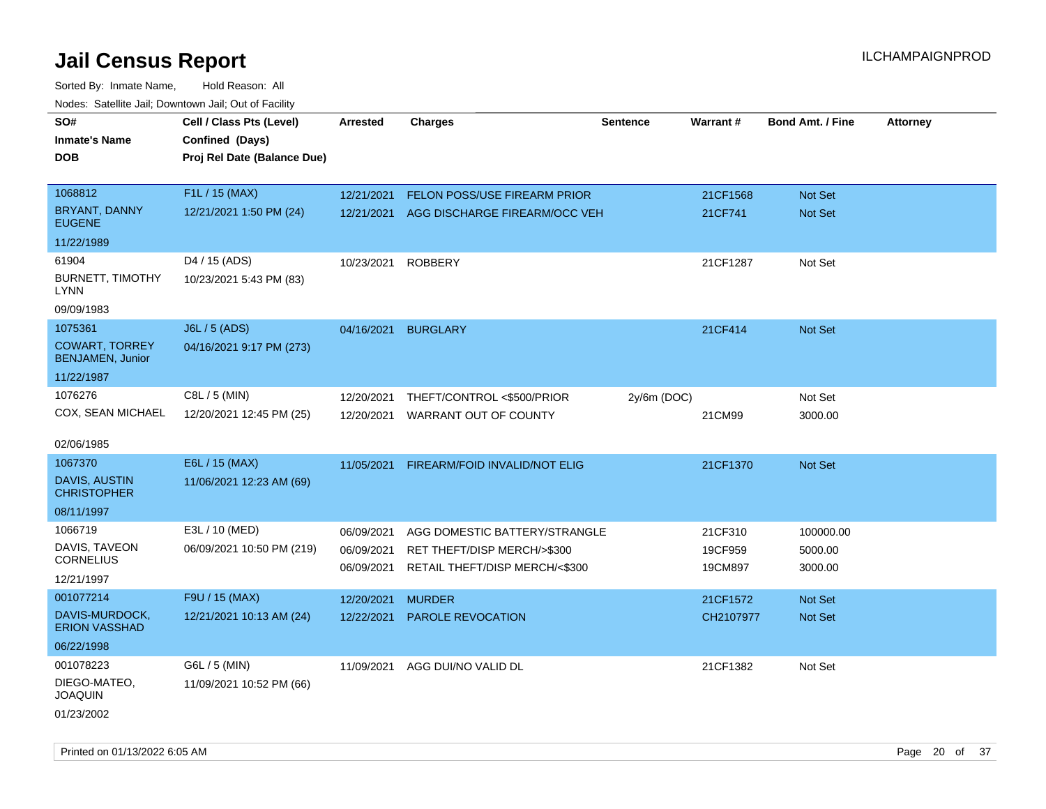# Jail Census Report

ILCHAMPAIGNPROD

Sorted By: Inmate Name, Hold Reason: All

Nodes: Satellite Jail; Downtown Jail; Out of Facility

| SO# / Inmate's Name / DOB | Cell / Class Pts (Level) / Confined (Days) / Proj Rel Date (Balance Due) | Arrested | Charges | Sentence | Warrant # | Bond Amt. / Fine | Attorney |
|---|---|---|---|---|---|---|---|
| 1068812<br>BRYANT, DANNY EUGENE<br>11/22/1989 | F1L / 15 (MAX)<br>12/21/2021 1:50 PM (24) | 12/21/2021<br>12/21/2021 | FELON POSS/USE FIREARM PRIOR<br>AGG DISCHARGE FIREARM/OCC VEH | | 21CF1568<br>21CF741 | Not Set<br>Not Set | |
| 61904<br>BURNETT, TIMOTHY LYNN<br>09/09/1983 | D4 / 15 (ADS)<br>10/23/2021 5:43 PM (83) | 10/23/2021 | ROBBERY | | 21CF1287 | Not Set | |
| 1075361<br>COWART, TORREY BENJAMEN, Junior<br>11/22/1987 | J6L / 5 (ADS)<br>04/16/2021 9:17 PM (273) | 04/16/2021 | BURGLARY | | 21CF414 | Not Set | |
| 1076276<br>COX, SEAN MICHAEL<br>02/06/1985 | C8L / 5 (MIN)<br>12/20/2021 12:45 PM (25) | 12/20/2021<br>12/20/2021 | THEFT/CONTROL <$500/PRIOR<br>WARRANT OUT OF COUNTY | 2y/6m (DOC) | <br>21CM99 | Not Set<br>3000.00 | |
| 1067370<br>DAVIS, AUSTIN CHRISTOPHER<br>08/11/1997 | E6L / 15 (MAX)<br>11/06/2021 12:23 AM (69) | 11/05/2021 | FIREARM/FOID INVALID/NOT ELIG | | 21CF1370 | Not Set | |
| 1066719<br>DAVIS, TAVEON CORNELIUS<br>12/21/1997 | E3L / 10 (MED)<br>06/09/2021 10:50 PM (219) | 06/09/2021<br>06/09/2021<br>06/09/2021 | AGG DOMESTIC BATTERY/STRANGLE<br>RET THEFT/DISP MERCH/>$300<br>RETAIL THEFT/DISP MERCH/<$300 | | 21CF310<br>19CF959<br>19CM897 | 100000.00<br>5000.00<br>3000.00 | |
| 001077214<br>DAVIS-MURDOCK, ERION VASSHAD<br>06/22/1998 | F9U / 15 (MAX)<br>12/21/2021 10:13 AM (24) | 12/20/2021<br>12/22/2021 | MURDER<br>PAROLE REVOCATION | | 21CF1572<br>CH2107977 | Not Set<br>Not Set | |
| 001078223<br>DIEGO-MATEO, JOAQUIN<br>01/23/2002 | G6L / 5 (MIN)<br>11/09/2021 10:52 PM (66) | 11/09/2021 | AGG DUI/NO VALID DL | | 21CF1382 | Not Set | |

Printed on 01/13/2022 6:05 AM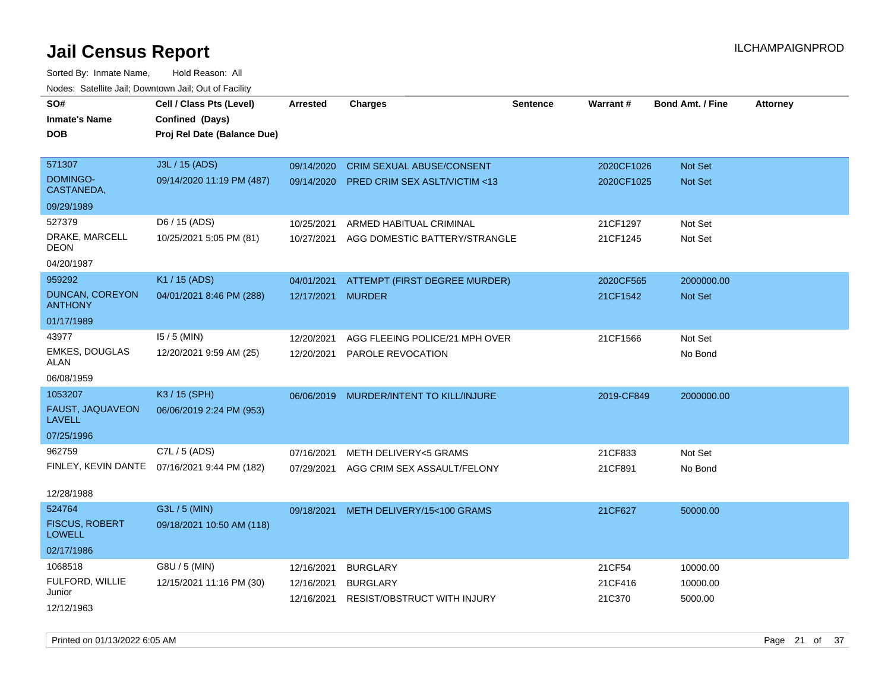# Jail Census Report

ILCHAMPAIGNPROD

Sorted By: Inmate Name, Hold Reason: All

Nodes: Satellite Jail; Downtown Jail; Out of Facility

| SO# / Inmate's Name / DOB | Cell / Class Pts (Level) / Confined (Days) / Proj Rel Date (Balance Due) | Arrested | Charges | Sentence | Warrant # | Bond Amt. / Fine | Attorney |
|---|---|---|---|---|---|---|---|
| 571307 DOMINGO-CASTANEDA, 09/29/1989 | J3L / 15 (ADS) 09/14/2020 11:19 PM (487) | 09/14/2020 | CRIM SEXUAL ABUSE/CONSENT | | 2020CF1026 | Not Set | |
| | | 09/14/2020 | PRED CRIM SEX ASLT/VICTIM <13 | | 2020CF1025 | Not Set | |
| 527379 DRAKE, MARCELL DEON 04/20/1987 | D6 / 15 (ADS) 10/25/2021 5:05 PM (81) | 10/25/2021 | ARMED HABITUAL CRIMINAL | | 21CF1297 | Not Set | |
| | | 10/27/2021 | AGG DOMESTIC BATTERY/STRANGLE | | 21CF1245 | Not Set | |
| 959292 DUNCAN, COREYON ANTHONY 01/17/1989 | K1 / 15 (ADS) 04/01/2021 8:46 PM (288) | 04/01/2021 | ATTEMPT (FIRST DEGREE MURDER) | | 2020CF565 | 2000000.00 | |
| | | 12/17/2021 | MURDER | | 21CF1542 | Not Set | |
| 43977 EMKES, DOUGLAS ALAN 06/08/1959 | I5 / 5 (MIN) 12/20/2021 9:59 AM (25) | 12/20/2021 | AGG FLEEING POLICE/21 MPH OVER | | 21CF1566 | Not Set | |
| | | 12/20/2021 | PAROLE REVOCATION | | | No Bond | |
| 1053207 FAUST, JAQUAVEON LAVELL 07/25/1996 | K3 / 15 (SPH) 06/06/2019 2:24 PM (953) | 06/06/2019 | MURDER/INTENT TO KILL/INJURE | | 2019-CF849 | 2000000.00 | |
| 962759 FINLEY, KEVIN DANTE 12/28/1988 | C7L / 5 (ADS) 07/16/2021 9:44 PM (182) | 07/16/2021 | METH DELIVERY<5 GRAMS | | 21CF833 | Not Set | |
| | | 07/29/2021 | AGG CRIM SEX ASSAULT/FELONY | | 21CF891 | No Bond | |
| 524764 FISCUS, ROBERT LOWELL 02/17/1986 | G3L / 5 (MIN) 09/18/2021 10:50 AM (118) | 09/18/2021 | METH DELIVERY/15<100 GRAMS | | 21CF627 | 50000.00 | |
| 1068518 FULFORD, WILLIE Junior 12/12/1963 | G8U / 5 (MIN) 12/15/2021 11:16 PM (30) | 12/16/2021 | BURGLARY | | 21CF54 | 10000.00 | |
| | | 12/16/2021 | BURGLARY | | 21CF416 | 10000.00 | |
| | | 12/16/2021 | RESIST/OBSTRUCT WITH INJURY | | 21C370 | 5000.00 | |

Printed on 01/13/2022 6:05 AM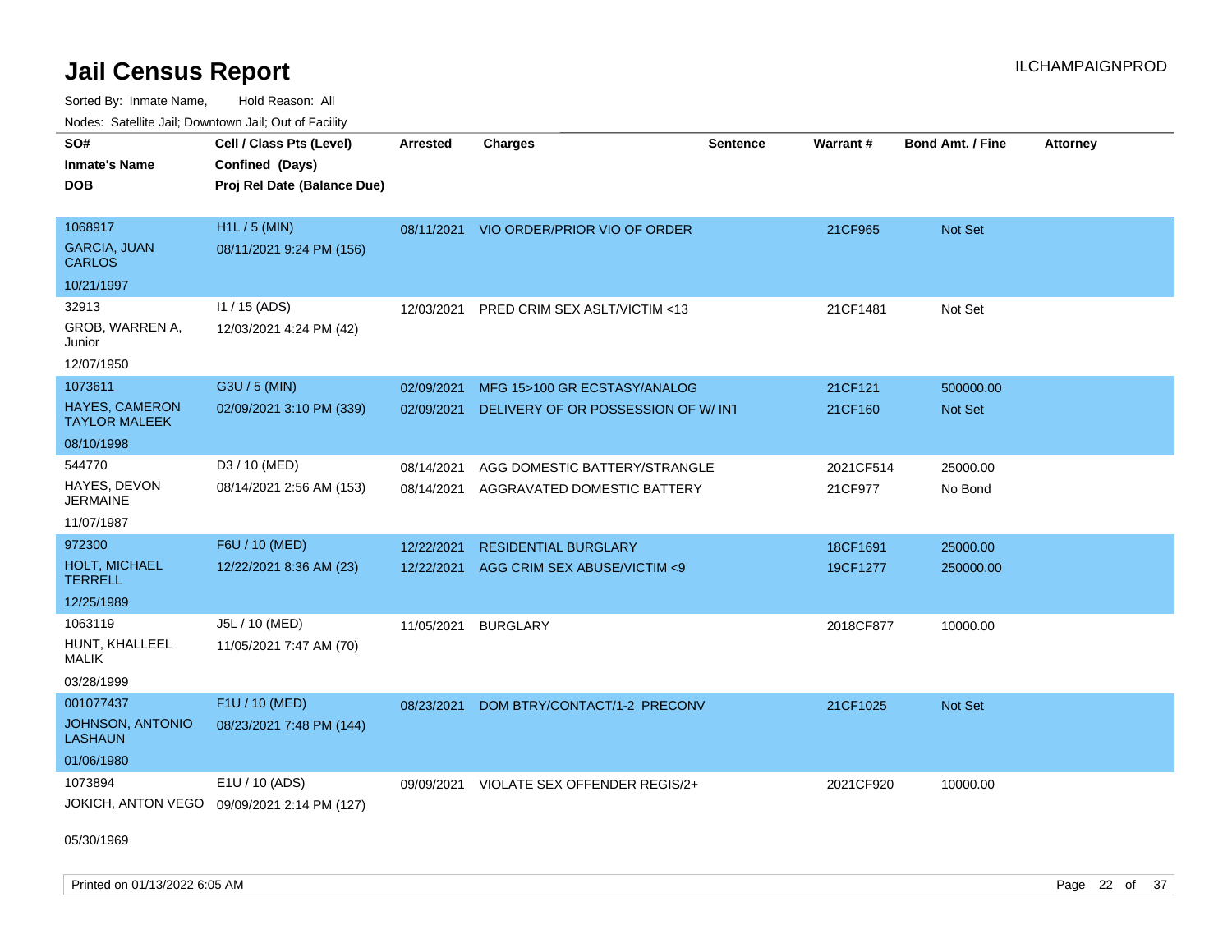# Jail Census Report

Sorted By: Inmate Name, Hold Reason: All

Nodes: Satellite Jail; Downtown Jail; Out of Facility

| SO# / Inmate's Name / DOB | Cell / Class Pts (Level) / Confined (Days) / Proj Rel Date (Balance Due) | Arrested | Charges | Sentence | Warrant # | Bond Amt. / Fine | Attorney |
|---|---|---|---|---|---|---|---|
| 1068917<br>GARCIA, JUAN CARLOS<br>10/21/1997 | H1L / 5 (MIN)<br>08/11/2021 9:24 PM (156) | 08/11/2021 | VIO ORDER/PRIOR VIO OF ORDER | | 21CF965 | Not Set | |
| 32913<br>GROB, WARREN A, Junior<br>12/07/1950 | I1 / 15 (ADS)<br>12/03/2021 4:24 PM (42) | 12/03/2021 | PRED CRIM SEX ASLT/VICTIM <13 | | 21CF1481 | Not Set | |
| 1073611<br>HAYES, CAMERON TAYLOR MALEEK<br>08/10/1998 | G3U / 5 (MIN)<br>02/09/2021 3:10 PM (339) | 02/09/2021<br>02/09/2021 | MFG 15>100 GR ECSTASY/ANALOG<br>DELIVERY OF OR POSSESSION OF W/ INT | | 21CF121<br>21CF160 | 500000.00<br>Not Set | |
| 544770<br>HAYES, DEVON JERMAINE<br>11/07/1987 | D3 / 10 (MED)<br>08/14/2021 2:56 AM (153) | 08/14/2021<br>08/14/2021 | AGG DOMESTIC BATTERY/STRANGLE<br>AGGRAVATED DOMESTIC BATTERY | | 2021CF514<br>21CF977 | 25000.00<br>No Bond | |
| 972300<br>HOLT, MICHAEL TERRELL<br>12/25/1989 | F6U / 10 (MED)<br>12/22/2021 8:36 AM (23) | 12/22/2021<br>12/22/2021 | RESIDENTIAL BURGLARY<br>AGG CRIM SEX ABUSE/VICTIM <9 | | 18CF1691<br>19CF1277 | 25000.00<br>250000.00 | |
| 1063119<br>HUNT, KHALLEEL MALIK<br>03/28/1999 | J5L / 10 (MED)<br>11/05/2021 7:47 AM (70) | 11/05/2021 | BURGLARY | | 2018CF877 | 10000.00 | |
| 001077437<br>JOHNSON, ANTONIO LASHAUN<br>01/06/1980 | F1U / 10 (MED)<br>08/23/2021 7:48 PM (144) | 08/23/2021 | DOM BTRY/CONTACT/1-2 PRECONV | | 21CF1025 | Not Set | |
| 1073894<br>JOKICH, ANTON VEGO<br>05/30/1969 | E1U / 10 (ADS)<br>09/09/2021 2:14 PM (127) | 09/09/2021 | VIOLATE SEX OFFENDER REGIS/2+ | | 2021CF920 | 10000.00 | |

Printed on 01/13/2022 6:05 AM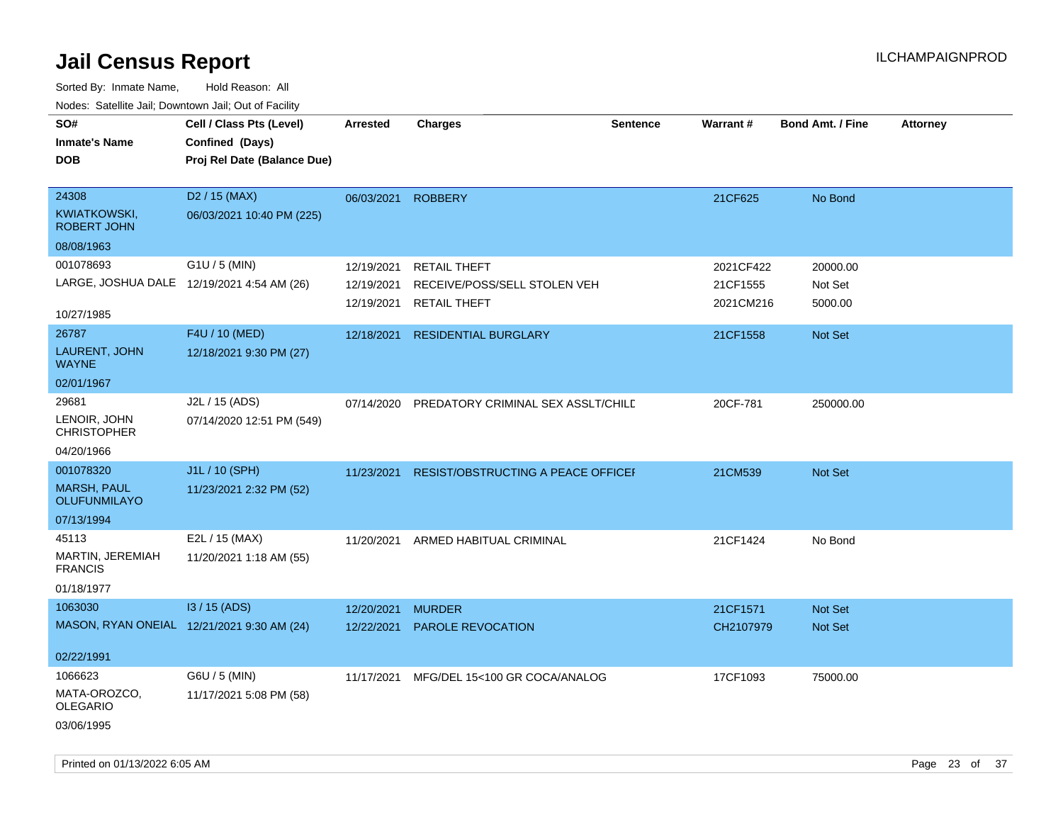# Jail Census Report

ILCHAMPAIGNPROD

Sorted By: Inmate Name, Hold Reason: All

Nodes: Satellite Jail; Downtown Jail; Out of Facility

| SO# / Inmate's Name / DOB | Cell / Class Pts (Level) / Confined (Days) / Proj Rel Date (Balance Due) | Arrested | Charges | Sentence | Warrant # | Bond Amt. / Fine | Attorney |
|---|---|---|---|---|---|---|---|
| 24308 KWIATKOWSKI, ROBERT JOHN 08/08/1963 | D2 / 15 (MAX) 06/03/2021 10:40 PM (225) | 06/03/2021 | ROBBERY | | 21CF625 | No Bond | |
| 001078693 LARGE, JOSHUA DALE 10/27/1985 | G1U / 5 (MIN) 12/19/2021 4:54 AM (26) | 12/19/2021 | RETAIL THEFT | | 2021CF422 | 20000.00 | |
| | | 12/19/2021 | RECEIVE/POSS/SELL STOLEN VEH | | 21CF1555 | Not Set | |
| | | 12/19/2021 | RETAIL THEFT | | 2021CM216 | 5000.00 | |
| 26787 LAURENT, JOHN WAYNE 02/01/1967 | F4U / 10 (MED) 12/18/2021 9:30 PM (27) | 12/18/2021 | RESIDENTIAL BURGLARY | | 21CF1558 | Not Set | |
| 29681 LENOIR, JOHN CHRISTOPHER 04/20/1966 | J2L / 15 (ADS) 07/14/2020 12:51 PM (549) | 07/14/2020 | PREDATORY CRIMINAL SEX ASSLT/CHILD | | 20CF-781 | 250000.00 | |
| 001078320 MARSH, PAUL OLUFUNMILAYO 07/13/1994 | J1L / 10 (SPH) 11/23/2021 2:32 PM (52) | 11/23/2021 | RESIST/OBSTRUCTING A PEACE OFFICER | | 21CM539 | Not Set | |
| 45113 MARTIN, JEREMIAH FRANCIS 01/18/1977 | E2L / 15 (MAX) 11/20/2021 1:18 AM (55) | 11/20/2021 | ARMED HABITUAL CRIMINAL | | 21CF1424 | No Bond | |
| 1063030 MASON, RYAN ONEIAL 02/22/1991 | I3 / 15 (ADS) 12/21/2021 9:30 AM (24) | 12/20/2021 | MURDER | | 21CF1571 | Not Set | |
| | | 12/22/2021 | PAROLE REVOCATION | | CH2107979 | Not Set | |
| 1066623 MATA-OROZCO, OLEGARIO 03/06/1995 | G6U / 5 (MIN) 11/17/2021 5:08 PM (58) | 11/17/2021 | MFG/DEL 15<100 GR COCA/ANALOG | | 17CF1093 | 75000.00 | |

Printed on 01/13/2022 6:05 AM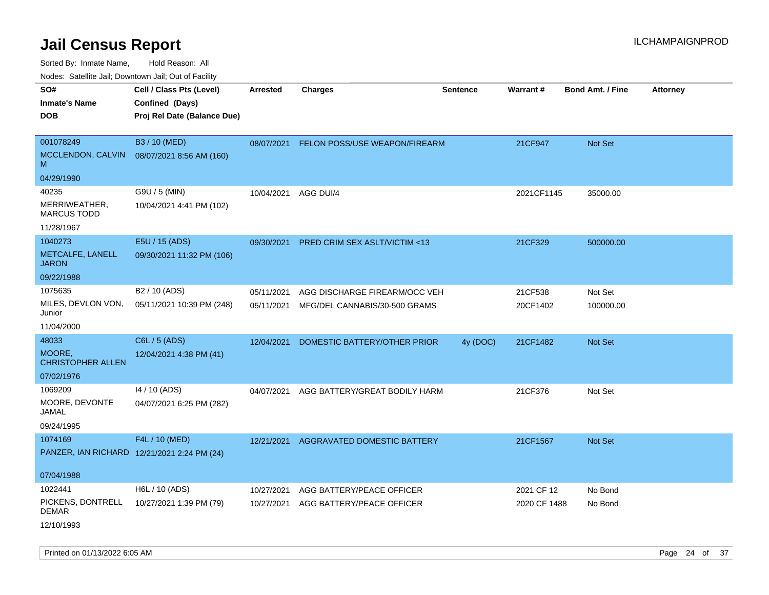# Jail Census Report

Sorted By: Inmate Name, Hold Reason: All

Nodes: Satellite Jail; Downtown Jail; Out of Facility

| SO# / Inmate's Name / DOB | Cell / Class Pts (Level) / Confined (Days) / Proj Rel Date (Balance Due) | Arrested | Charges | Sentence | Warrant # | Bond Amt. / Fine | Attorney |
|---|---|---|---|---|---|---|---|
| 001078249<br>MCCLENDON, CALVIN M<br>04/29/1990 | B3 / 10 (MED)<br>08/07/2021 8:56 AM (160) | 08/07/2021 | FELON POSS/USE WEAPON/FIREARM | | 21CF947 | Not Set | |
| 40235<br>MERRIWEATHER, MARCUS TODD<br>11/28/1967 | G9U / 5 (MIN)<br>10/04/2021 4:41 PM (102) | 10/04/2021 | AGG DUI/4 | | 2021CF1145 | 35000.00 | |
| 1040273<br>METCALFE, LANELL JARON<br>09/22/1988 | E5U / 15 (ADS)<br>09/30/2021 11:32 PM (106) | 09/30/2021 | PRED CRIM SEX ASLT/VICTIM <13 | | 21CF329 | 500000.00 | |
| 1075635<br>MILES, DEVLON VON, Junior<br>11/04/2000 | B2 / 10 (ADS)<br>05/11/2021 10:39 PM (248) | 05/11/2021<br>05/11/2021 | AGG DISCHARGE FIREARM/OCC VEH<br>MFG/DEL CANNABIS/30-500 GRAMS | | 21CF538<br>20CF1402 | Not Set<br>100000.00 | |
| 48033<br>MOORE, CHRISTOPHER ALLEN<br>07/02/1976 | C6L / 5 (ADS)<br>12/04/2021 4:38 PM (41) | 12/04/2021 | DOMESTIC BATTERY/OTHER PRIOR | 4y (DOC) | 21CF1482 | Not Set | |
| 1069209<br>MOORE, DEVONTE JAMAL<br>09/24/1995 | I4 / 10 (ADS)<br>04/07/2021 6:25 PM (282) | 04/07/2021 | AGG BATTERY/GREAT BODILY HARM | | 21CF376 | Not Set | |
| 1074169<br>PANZER, IAN RICHARD<br>07/04/1988 | F4L / 10 (MED)<br>12/21/2021 2:24 PM (24) | 12/21/2021 | AGGRAVATED DOMESTIC BATTERY | | 21CF1567 | Not Set | |
| 1022441<br>PICKENS, DONTRELL DEMAR<br>12/10/1993 | H6L / 10 (ADS)<br>10/27/2021 1:39 PM (79) | 10/27/2021<br>10/27/2021 | AGG BATTERY/PEACE OFFICER<br>AGG BATTERY/PEACE OFFICER | | 2021 CF 12<br>2020 CF 1488 | No Bond<br>No Bond | |

Printed on 01/13/2022 6:05 AM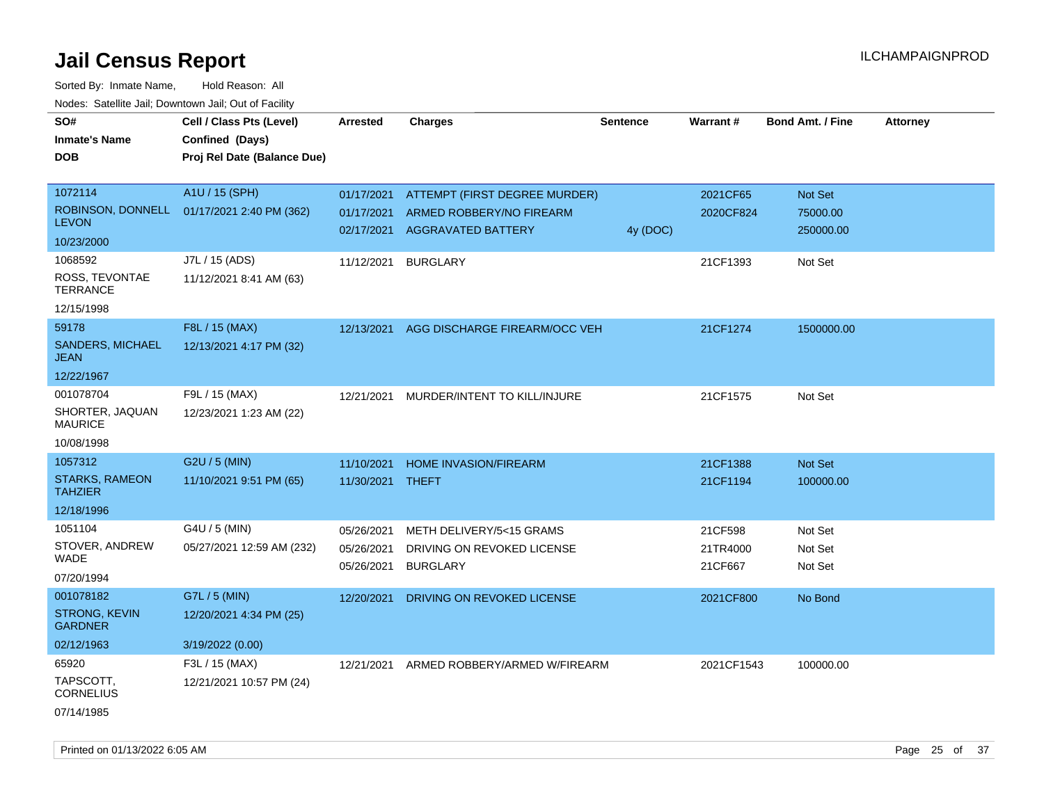# Jail Census Report

ILCHAMPAIGNPROD

Sorted By: Inmate Name, Hold Reason: All

Nodes: Satellite Jail; Downtown Jail; Out of Facility

| SO# / Inmate's Name / DOB | Cell / Class Pts (Level) / Confined (Days) / Proj Rel Date (Balance Due) | Arrested | Charges | Sentence | Warrant # | Bond Amt. / Fine | Attorney |
|---|---|---|---|---|---|---|---|
| 1072114<br>ROBINSON, DONNELL LEVON<br>10/23/2000 | A1U / 15 (SPH)<br>01/17/2021 2:40 PM (362) | 01/17/2021<br>01/17/2021<br>02/17/2021 | ATTEMPT (FIRST DEGREE MURDER)<br>ARMED ROBBERY/NO FIREARM<br>AGGRAVATED BATTERY | <br><br>4y (DOC) | 2021CF65<br>2020CF824 | Not Set<br>75000.00<br>250000.00 | |
| 1068592<br>ROSS, TEVONTAE TERRANCE<br>12/15/1998 | J7L / 15 (ADS)<br>11/12/2021 8:41 AM (63) | 11/12/2021 | BURGLARY | | 21CF1393 | Not Set | |
| 59178<br>SANDERS, MICHAEL JEAN<br>12/22/1967 | F8L / 15 (MAX)<br>12/13/2021 4:17 PM (32) | 12/13/2021 | AGG DISCHARGE FIREARM/OCC VEH | | 21CF1274 | 1500000.00 | |
| 001078704<br>SHORTER, JAQUAN MAURICE<br>10/08/1998 | F9L / 15 (MAX)<br>12/23/2021 1:23 AM (22) | 12/21/2021 | MURDER/INTENT TO KILL/INJURE | | 21CF1575 | Not Set | |
| 1057312<br>STARKS, RAMEON TAHZIER<br>12/18/1996 | G2U / 5 (MIN)<br>11/10/2021 9:51 PM (65) | 11/10/2021<br>11/30/2021 | HOME INVASION/FIREARM<br>THEFT | | 21CF1388<br>21CF1194 | Not Set<br>100000.00 | |
| 1051104<br>STOVER, ANDREW WADE<br>07/20/1994 | G4U / 5 (MIN)<br>05/27/2021 12:59 AM (232) | 05/26/2021<br>05/26/2021<br>05/26/2021 | METH DELIVERY/5<15 GRAMS<br>DRIVING ON REVOKED LICENSE<br>BURGLARY | | 21CF598<br>21TR4000<br>21CF667 | Not Set<br>Not Set<br>Not Set | |
| 001078182<br>STRONG, KEVIN GARDNER<br>02/12/1963 | G7L / 5 (MIN)<br>12/20/2021 4:34 PM (25)<br>3/19/2022 (0.00) | 12/20/2021 | DRIVING ON REVOKED LICENSE | | 2021CF800 | No Bond | |
| 65920<br>TAPSCOTT, CORNELIUS<br>07/14/1985 | F3L / 15 (MAX)<br>12/21/2021 10:57 PM (24) | 12/21/2021 | ARMED ROBBERY/ARMED W/FIREARM | | 2021CF1543 | 100000.00 | |

Printed on 01/13/2022 6:05 AM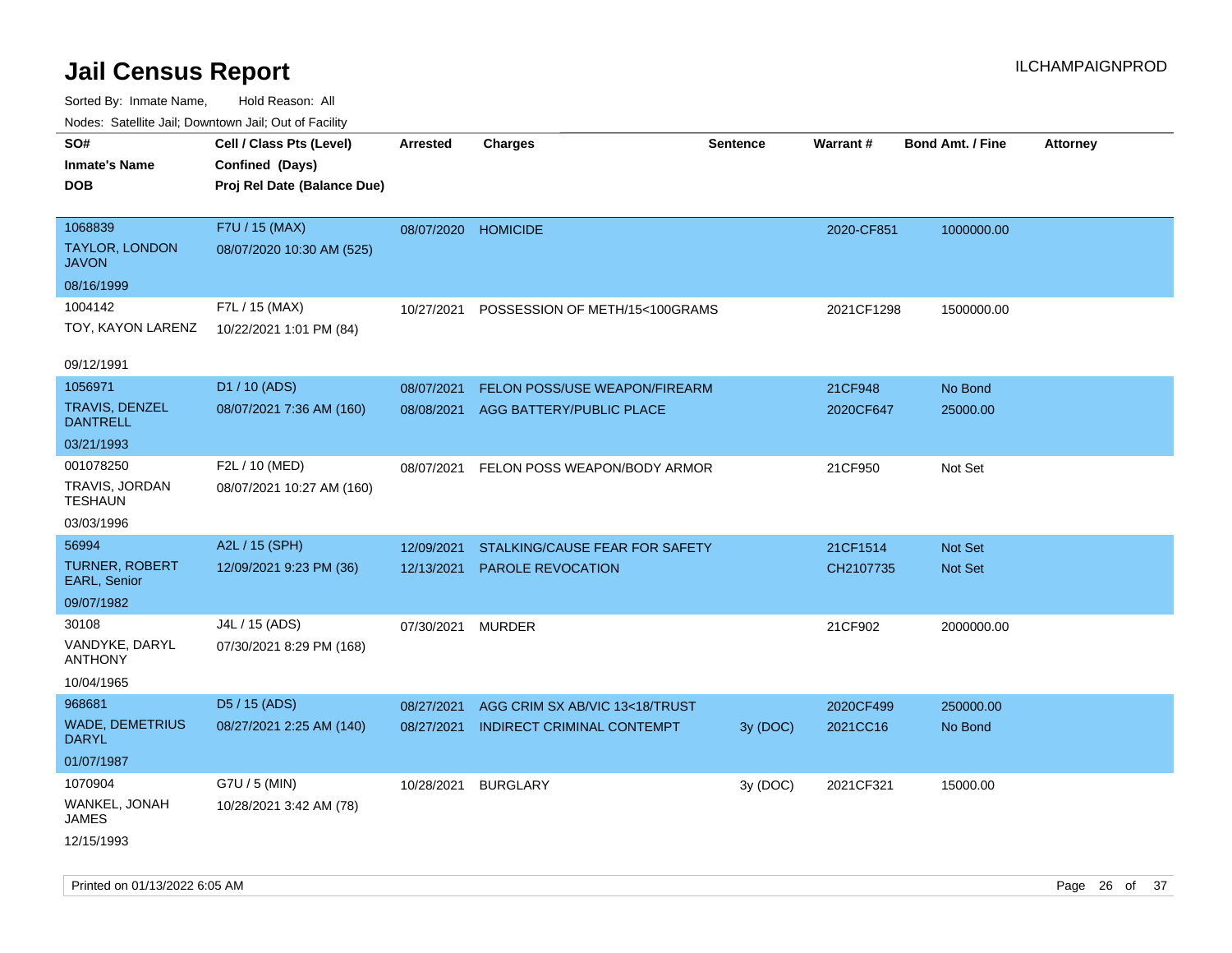# Jail Census Report

ILCHAMPAIGNPROD

Sorted By: Inmate Name, Hold Reason: All

Nodes: Satellite Jail; Downtown Jail; Out of Facility

| SO# / Inmate's Name / DOB | Cell / Class Pts (Level) / Confined (Days) / Proj Rel Date (Balance Due) | Arrested | Charges | Sentence | Warrant # | Bond Amt. / Fine | Attorney |
|---|---|---|---|---|---|---|---|
| 1068839<br>TAYLOR, LONDON JAVON<br>08/16/1999 | F7U / 15 (MAX)<br>08/07/2020 10:30 AM (525) | 08/07/2020 | HOMICIDE | | 2020-CF851 | 1000000.00 | |
| 1004142<br>TOY, KAYON LARENZ<br>09/12/1991 | F7L / 15 (MAX)<br>10/22/2021 1:01 PM (84) | 10/27/2021 | POSSESSION OF METH/15<100GRAMS | | 2021CF1298 | 1500000.00 | |
| 1056971<br>TRAVIS, DENZEL DANTRELL<br>03/21/1993 | D1 / 10 (ADS)<br>08/07/2021 7:36 AM (160) | 08/07/2021 | FELON POSS/USE WEAPON/FIREARM | | 21CF948 | No Bond | |
| | | 08/08/2021 | AGG BATTERY/PUBLIC PLACE | | 2020CF647 | 25000.00 | |
| 001078250<br>TRAVIS, JORDAN TESHAUN<br>03/03/1996 | F2L / 10 (MED)<br>08/07/2021 10:27 AM (160) | 08/07/2021 | FELON POSS WEAPON/BODY ARMOR | | 21CF950 | Not Set | |
| 56994<br>TURNER, ROBERT EARL, Senior<br>09/07/1982 | A2L / 15 (SPH)<br>12/09/2021 9:23 PM (36) | 12/09/2021 | STALKING/CAUSE FEAR FOR SAFETY | | 21CF1514 | Not Set | |
| | | 12/13/2021 | PAROLE REVOCATION | | CH2107735 | Not Set | |
| 30108<br>VANDYKE, DARYL ANTHONY<br>10/04/1965 | J4L / 15 (ADS)<br>07/30/2021 8:29 PM (168) | 07/30/2021 | MURDER | | 21CF902 | 2000000.00 | |
| 968681<br>WADE, DEMETRIUS DARYL<br>01/07/1987 | D5 / 15 (ADS)<br>08/27/2021 2:25 AM (140) | 08/27/2021 | AGG CRIM SX AB/VIC 13<18/TRUST | | 2020CF499 | 250000.00 | |
| | | 08/27/2021 | INDIRECT CRIMINAL CONTEMPT | 3y (DOC) | 2021CC16 | No Bond | |
| 1070904<br>WANKEL, JONAH JAMES<br>12/15/1993 | G7U / 5 (MIN)<br>10/28/2021 3:42 AM (78) | 10/28/2021 | BURGLARY | 3y (DOC) | 2021CF321 | 15000.00 | |

Printed on 01/13/2022 6:05 AM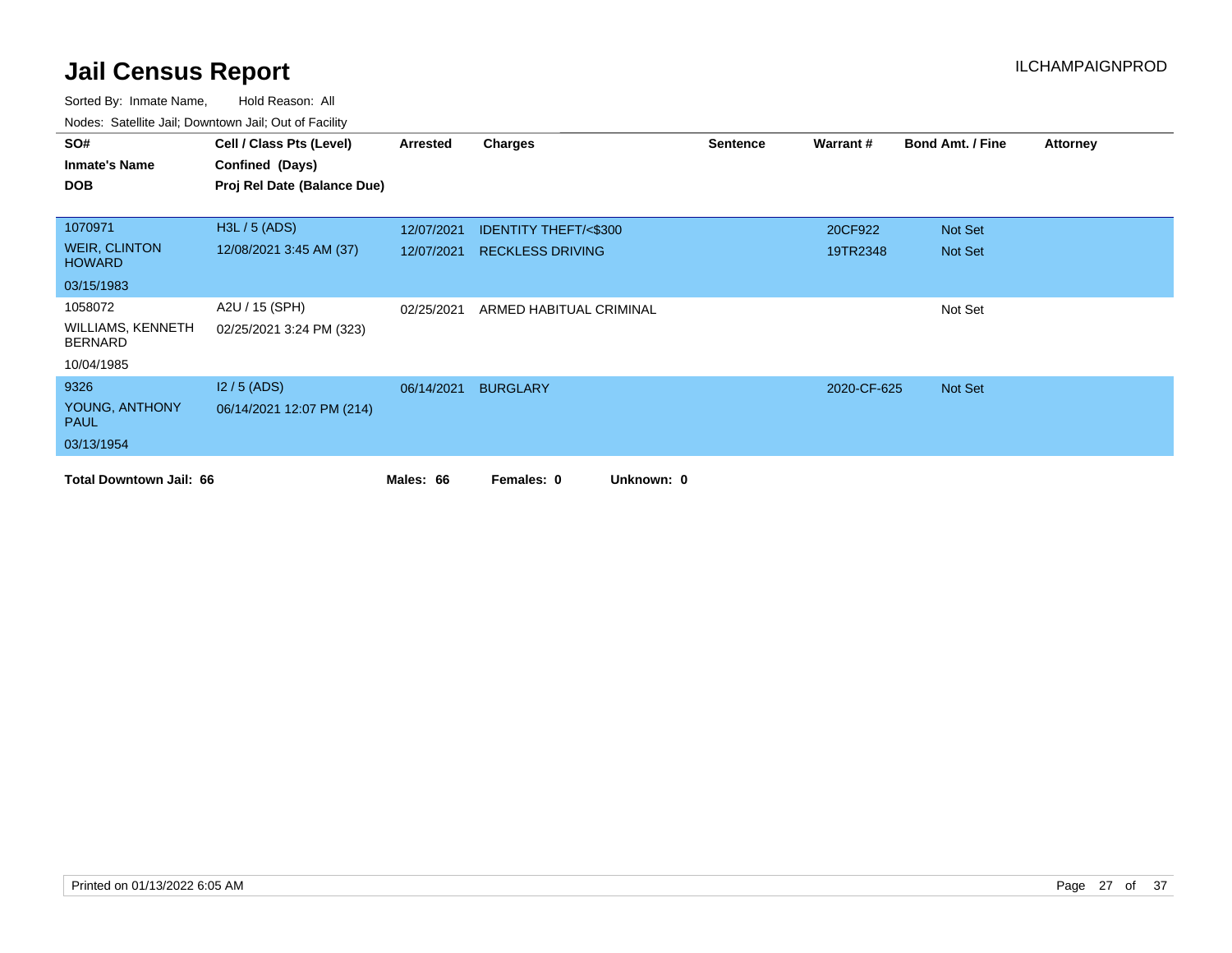# Jail Census Report

ILCHAMPAIGNPROD

Sorted By: Inmate Name, Hold Reason: All

Nodes: Satellite Jail; Downtown Jail; Out of Facility

| SO# / Inmate's Name / DOB | Cell / Class Pts (Level) / Confined (Days) / Proj Rel Date (Balance Due) | Arrested | Charges | Sentence | Warrant # | Bond Amt. / Fine | Attorney |
|---|---|---|---|---|---|---|---|
| 1070971 WEIR, CLINTON HOWARD 03/15/1983 | H3L / 5 (ADS) 12/08/2021 3:45 AM (37) | 12/07/2021 | IDENTITY THEFT/<$300 | | 20CF922 | Not Set | |
| | | 12/07/2021 | RECKLESS DRIVING | | 19TR2348 | Not Set | |
| 1058072 WILLIAMS, KENNETH BERNARD 10/04/1985 | A2U / 15 (SPH) 02/25/2021 3:24 PM (323) | 02/25/2021 | ARMED HABITUAL CRIMINAL | | | Not Set | |
| 9326 YOUNG, ANTHONY PAUL 03/13/1954 | I2 / 5 (ADS) 06/14/2021 12:07 PM (214) | 06/14/2021 | BURGLARY | | 2020-CF-625 | Not Set | |

**Total Downtown Jail: 66** **Males: 66** **Females: 0** **Unknown: 0**

Printed on 01/13/2022 6:05 AM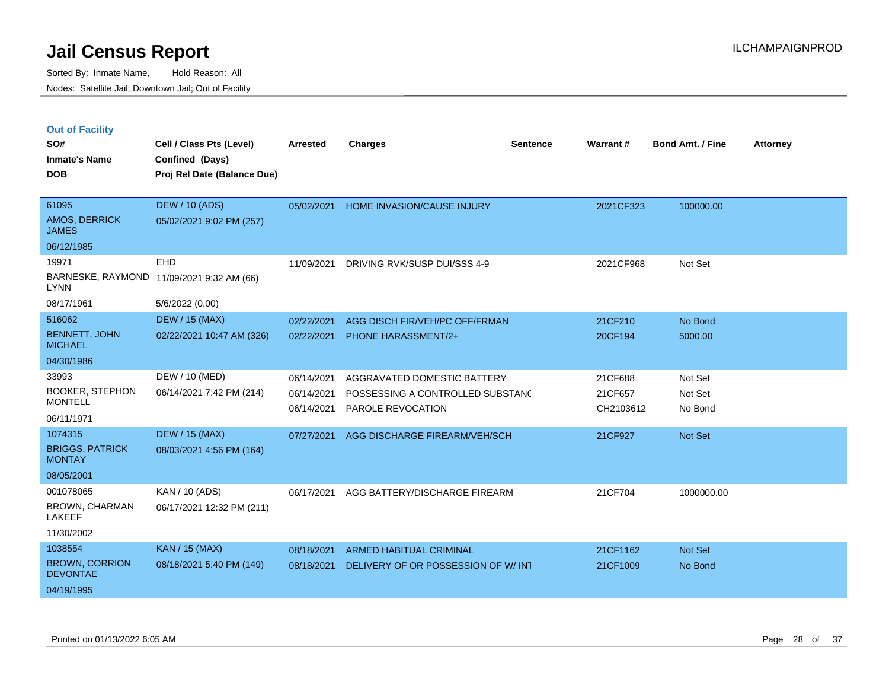# Jail Census Report

Sorted By: Inmate Name, Hold Reason: All
Nodes: Satellite Jail; Downtown Jail; Out of Facility

ILCHAMPAIGNPROD

## Out of Facility

| SO# / Inmate's Name / DOB | Cell / Class Pts (Level) / Confined (Days) / Proj Rel Date (Balance Due) | Arrested | Charges | Sentence | Warrant # | Bond Amt. / Fine | Attorney |
|---|---|---|---|---|---|---|---|
| 61095<br>AMOS, DERRICK JAMES<br>06/12/1985 | DEW / 10 (ADS)<br>05/02/2021 9:02 PM (257) | 05/02/2021 | HOME INVASION/CAUSE INJURY | | 2021CF323 | 100000.00 | |
| 19971<br>BARNESKE, RAYMOND LYNN<br>08/17/1961 | EHD<br>11/09/2021 9:32 AM (66)<br>5/6/2022 (0.00) | 11/09/2021 | DRIVING RVK/SUSP DUI/SSS 4-9 | | 2021CF968 | Not Set | |
| 516062<br>BENNETT, JOHN MICHAEL<br>04/30/1986 | DEW / 15 (MAX)<br>02/22/2021 10:47 AM (326) | 02/22/2021<br>02/22/2021 | AGG DISCH FIR/VEH/PC OFF/FRMAN<br>PHONE HARASSMENT/2+ | | 21CF210<br>20CF194 | No Bond<br>5000.00 | |
| 33993<br>BOOKER, STEPHON MONTELL<br>06/11/1971 | DEW / 10 (MED)<br>06/14/2021 7:42 PM (214) | 06/14/2021<br>06/14/2021<br>06/14/2021 | AGGRAVATED DOMESTIC BATTERY<br>POSSESSING A CONTROLLED SUBSTANC<br>PAROLE REVOCATION | | 21CF688<br>21CF657<br>CH2103612 | Not Set<br>Not Set<br>No Bond | |
| 1074315<br>BRIGGS, PATRICK MONTAY<br>08/05/2001 | DEW / 15 (MAX)<br>08/03/2021 4:56 PM (164) | 07/27/2021 | AGG DISCHARGE FIREARM/VEH/SCH | | 21CF927 | Not Set | |
| 001078065<br>BROWN, CHARMAN LAKEEF<br>11/30/2002 | KAN / 10 (ADS)<br>06/17/2021 12:32 PM (211) | 06/17/2021 | AGG BATTERY/DISCHARGE FIREARM | | 21CF704 | 1000000.00 | |
| 1038554<br>BROWN, CORRION DEVONTAE<br>04/19/1995 | KAN / 15 (MAX)<br>08/18/2021 5:40 PM (149) | 08/18/2021<br>08/18/2021 | ARMED HABITUAL CRIMINAL<br>DELIVERY OF OR POSSESSION OF W/ INT | | 21CF1162<br>21CF1009 | Not Set<br>No Bond | |

Printed on 01/13/2022 6:05 AM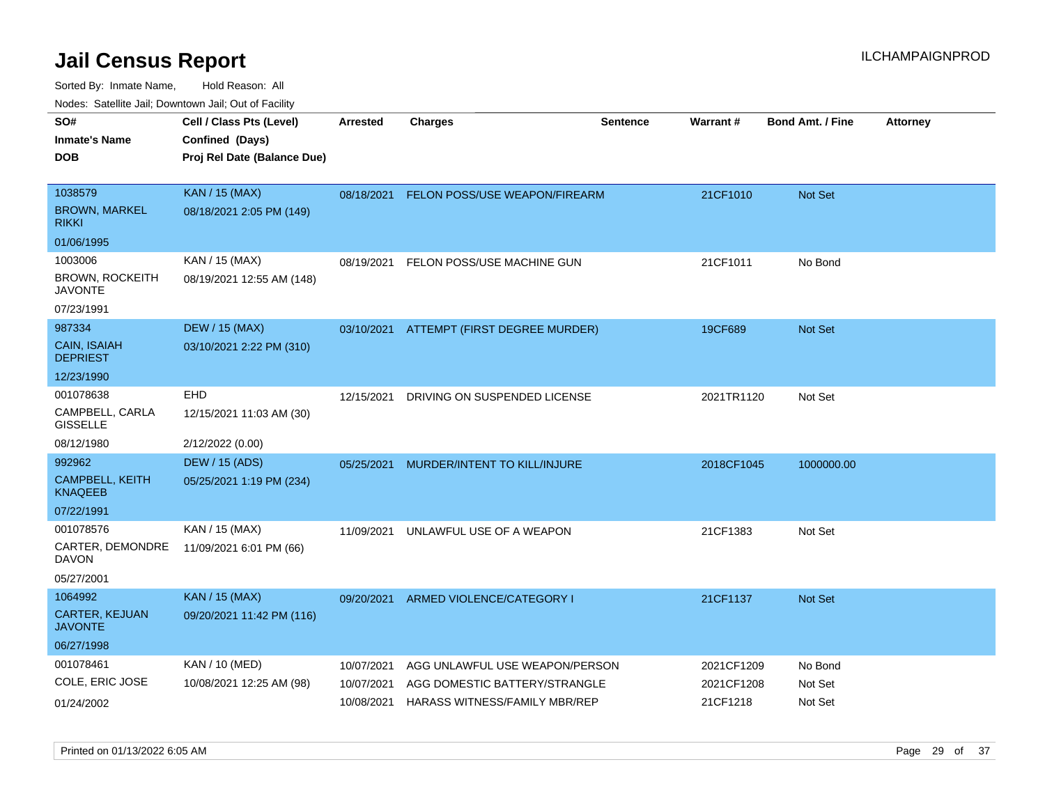# Jail Census Report

ILCHAMPAIGNPROD

Sorted By: Inmate Name, Hold Reason: All

Nodes: Satellite Jail; Downtown Jail; Out of Facility

| SO# / Inmate's Name / DOB | Cell / Class Pts (Level) / Confined (Days) / Proj Rel Date (Balance Due) | Arrested | Charges | Sentence | Warrant # | Bond Amt. / Fine | Attorney |
|---|---|---|---|---|---|---|---|
| 1038579<br>BROWN, MARKEL RIKKI<br>01/06/1995 | KAN / 15 (MAX)<br>08/18/2021 2:05 PM (149) | 08/18/2021 | FELON POSS/USE WEAPON/FIREARM | | 21CF1010 | Not Set | |
| 1003006<br>BROWN, ROCKEITH JAVONTE<br>07/23/1991 | KAN / 15 (MAX)<br>08/19/2021 12:55 AM (148) | 08/19/2021 | FELON POSS/USE MACHINE GUN | | 21CF1011 | No Bond | |
| 987334<br>CAIN, ISAIAH DEPRIEST<br>12/23/1990 | DEW / 15 (MAX)<br>03/10/2021 2:22 PM (310) | 03/10/2021 | ATTEMPT (FIRST DEGREE MURDER) | | 19CF689 | Not Set | |
| 001078638<br>CAMPBELL, CARLA GISSELLE<br>08/12/1980 | EHD<br>12/15/2021 11:03 AM (30)<br>2/12/2022 (0.00) | 12/15/2021 | DRIVING ON SUSPENDED LICENSE | | 2021TR1120 | Not Set | |
| 992962<br>CAMPBELL, KEITH KNAQEEB<br>07/22/1991 | DEW / 15 (ADS)<br>05/25/2021 1:19 PM (234) | 05/25/2021 | MURDER/INTENT TO KILL/INJURE | | 2018CF1045 | 1000000.00 | |
| 001078576<br>CARTER, DEMONDRE DAVON<br>05/27/2001 | KAN / 15 (MAX)<br>11/09/2021 6:01 PM (66) | 11/09/2021 | UNLAWFUL USE OF A WEAPON | | 21CF1383 | Not Set | |
| 1064992<br>CARTER, KEJUAN JAVONTE<br>06/27/1998 | KAN / 15 (MAX)<br>09/20/2021 11:42 PM (116) | 09/20/2021 | ARMED VIOLENCE/CATEGORY I | | 21CF1137 | Not Set | |
| 001078461<br>COLE, ERIC JOSE<br>01/24/2002 | KAN / 10 (MED)<br>10/08/2021 12:25 AM (98) | 10/07/2021<br>10/07/2021<br>10/08/2021 | AGG UNLAWFUL USE WEAPON/PERSON<br>AGG DOMESTIC BATTERY/STRANGLE<br>HARASS WITNESS/FAMILY MBR/REP | | 2021CF1209<br>2021CF1208<br>21CF1218 | No Bond<br>Not Set<br>Not Set | |

Printed on 01/13/2022 6:05 AM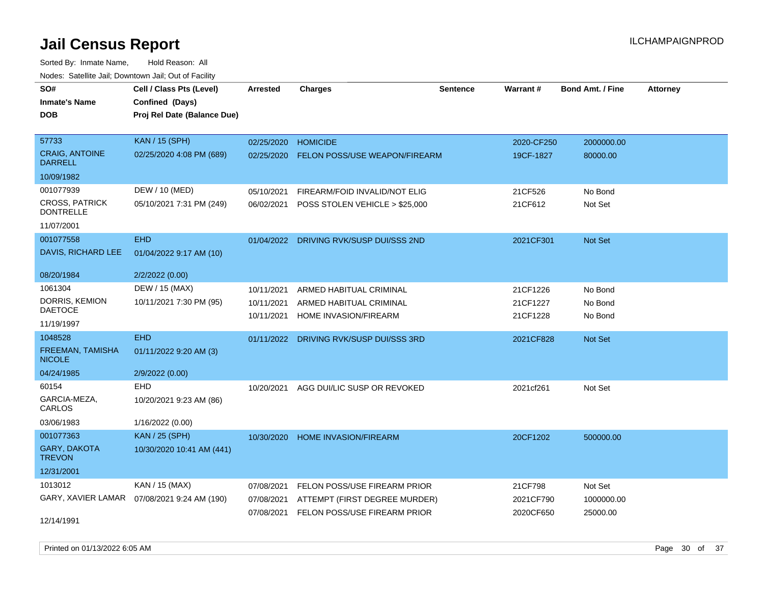# Jail Census Report

ILCHAMPAIGNPROD

Sorted By: Inmate Name, Hold Reason: All

Nodes: Satellite Jail; Downtown Jail; Out of Facility

| SO# / Inmate's Name / DOB | Cell / Class Pts (Level) / Confined (Days) / Proj Rel Date (Balance Due) | Arrested | Charges | Sentence | Warrant # | Bond Amt. / Fine | Attorney |
|---|---|---|---|---|---|---|---|
| 57733 CRAIG, ANTOINE DARRELL 10/09/1982 | KAN / 15 (SPH) 02/25/2020 4:08 PM (689) | 02/25/2020 | HOMICIDE | | 2020-CF250 | 2000000.00 | |
| | | 02/25/2020 | FELON POSS/USE WEAPON/FIREARM | | 19CF-1827 | 80000.00 | |
| 001077939 CROSS, PATRICK DONTRELLE 11/07/2001 | DEW / 10 (MED) 05/10/2021 7:31 PM (249) | 05/10/2021 | FIREARM/FOID INVALID/NOT ELIG | | 21CF526 | No Bond | |
| | | 06/02/2021 | POSS STOLEN VEHICLE > $25,000 | | 21CF612 | Not Set | |
| 001077558 DAVIS, RICHARD LEE 08/20/1984 | EHD 01/04/2022 9:17 AM (10) 2/2/2022 (0.00) | 01/04/2022 | DRIVING RVK/SUSP DUI/SSS 2ND | | 2021CF301 | Not Set | |
| 1061304 DORRIS, KEMION DAETOCE 11/19/1997 | DEW / 15 (MAX) 10/11/2021 7:30 PM (95) | 10/11/2021 | ARMED HABITUAL CRIMINAL | | 21CF1226 | No Bond | |
| | | 10/11/2021 | ARMED HABITUAL CRIMINAL | | 21CF1227 | No Bond | |
| | | 10/11/2021 | HOME INVASION/FIREARM | | 21CF1228 | No Bond | |
| 1048528 FREEMAN, TAMISHA NICOLE 04/24/1985 | EHD 01/11/2022 9:20 AM (3) 2/9/2022 (0.00) | 01/11/2022 | DRIVING RVK/SUSP DUI/SSS 3RD | | 2021CF828 | Not Set | |
| 60154 GARCIA-MEZA, CARLOS 03/06/1983 | EHD 10/20/2021 9:23 AM (86) 1/16/2022 (0.00) | 10/20/2021 | AGG DUI/LIC SUSP OR REVOKED | | 2021cf261 | Not Set | |
| 001077363 GARY, DAKOTA TREVON 12/31/2001 | KAN / 25 (SPH) 10/30/2020 10:41 AM (441) | 10/30/2020 | HOME INVASION/FIREARM | | 20CF1202 | 500000.00 | |
| 1013012 GARY, XAVIER LAMAR 12/14/1991 | KAN / 15 (MAX) 07/08/2021 9:24 AM (190) | 07/08/2021 | FELON POSS/USE FIREARM PRIOR | | 21CF798 | Not Set | |
| | | 07/08/2021 | ATTEMPT (FIRST DEGREE MURDER) | | 2021CF790 | 1000000.00 | |
| | | 07/08/2021 | FELON POSS/USE FIREARM PRIOR | | 2020CF650 | 25000.00 | |

Printed on 01/13/2022 6:05 AM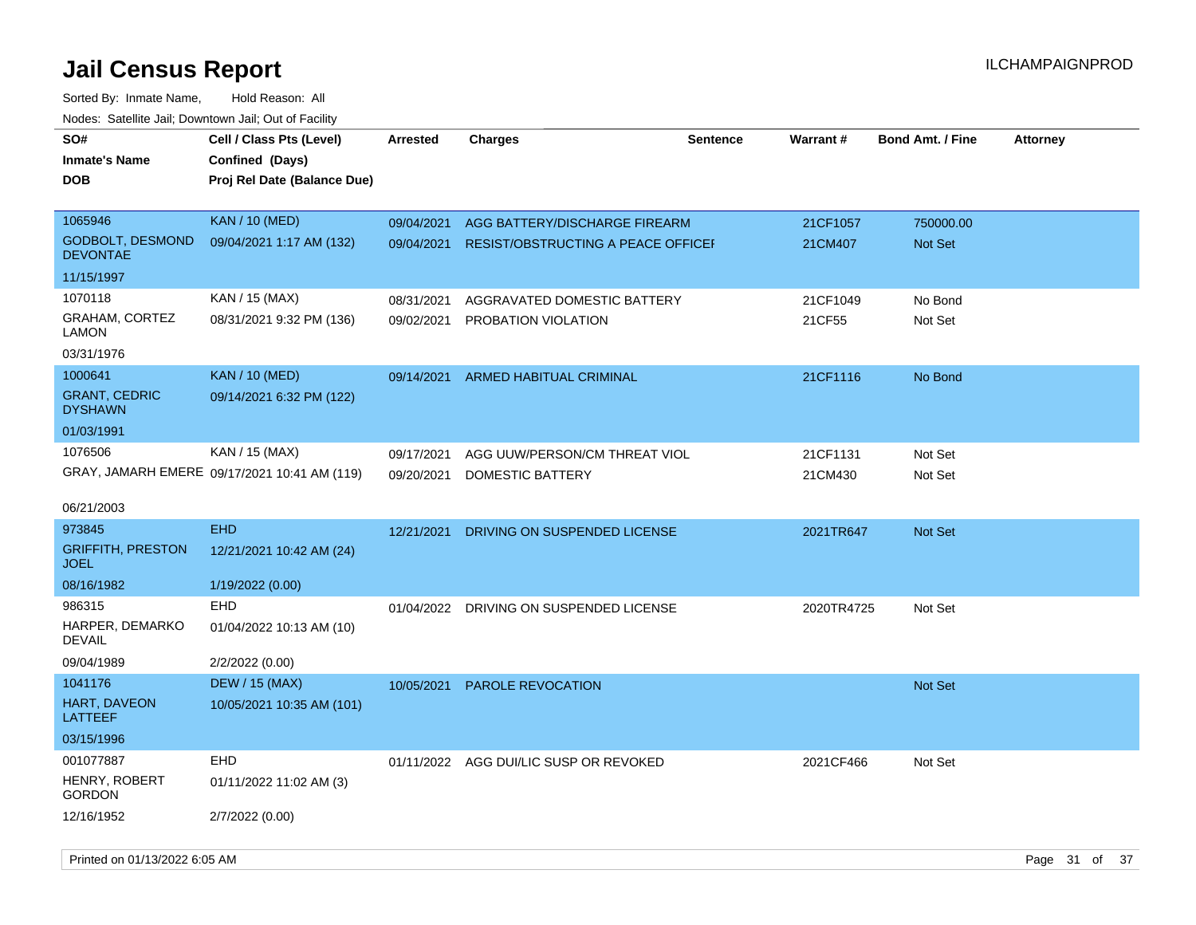# Jail Census Report

ILCHAMPAIGNPROD

Sorted By: Inmate Name, Hold Reason: All

Nodes: Satellite Jail; Downtown Jail; Out of Facility

| SO# / Inmate's Name / DOB | Cell / Class Pts (Level) / Confined (Days) / Proj Rel Date (Balance Due) | Arrested | Charges | Sentence | Warrant # | Bond Amt. / Fine | Attorney |
|---|---|---|---|---|---|---|---|
| 1065946<br>GODBOLT, DESMOND DEVONTAE<br>11/15/1997 | KAN / 10 (MED)<br>09/04/2021 1:17 AM (132) | 09/04/2021<br>09/04/2021 | AGG BATTERY/DISCHARGE FIREARM<br>RESIST/OBSTRUCTING A PEACE OFFICEI | | 21CF1057<br>21CM407 | 750000.00<br>Not Set | |
| 1070118<br>GRAHAM, CORTEZ LAMON<br>03/31/1976 | KAN / 15 (MAX)<br>08/31/2021 9:32 PM (136) | 08/31/2021<br>09/02/2021 | AGGRAVATED DOMESTIC BATTERY<br>PROBATION VIOLATION | | 21CF1049<br>21CF55 | No Bond<br>Not Set | |
| 1000641<br>GRANT, CEDRIC DYSHAWN<br>01/03/1991 | KAN / 10 (MED)<br>09/14/2021 6:32 PM (122) | 09/14/2021 | ARMED HABITUAL CRIMINAL | | 21CF1116 | No Bond | |
| 1076506<br>GRAY, JAMARH EMERE<br>06/21/2003 | KAN / 15 (MAX)<br>09/17/2021 10:41 AM (119) | 09/17/2021<br>09/20/2021 | AGG UUW/PERSON/CM THREAT VIOL<br>DOMESTIC BATTERY | | 21CF1131<br>21CM430 | Not Set<br>Not Set | |
| 973845<br>GRIFFITH, PRESTON JOEL<br>08/16/1982 | EHD<br>12/21/2021 10:42 AM (24)<br>1/19/2022 (0.00) | 12/21/2021 | DRIVING ON SUSPENDED LICENSE | | 2021TR647 | Not Set | |
| 986315<br>HARPER, DEMARKO DEVAIL<br>09/04/1989 | EHD<br>01/04/2022 10:13 AM (10)<br>2/2/2022 (0.00) | 01/04/2022 | DRIVING ON SUSPENDED LICENSE | | 2020TR4725 | Not Set | |
| 1041176<br>HART, DAVEON LATTEEF<br>03/15/1996 | DEW / 15 (MAX)<br>10/05/2021 10:35 AM (101) | 10/05/2021 | PAROLE REVOCATION | | | Not Set | |
| 001077887<br>HENRY, ROBERT GORDON<br>12/16/1952 | EHD<br>01/11/2022 11:02 AM (3)<br>2/7/2022 (0.00) | 01/11/2022 | AGG DUI/LIC SUSP OR REVOKED | | 2021CF466 | Not Set | |

Printed on 01/13/2022 6:05 AM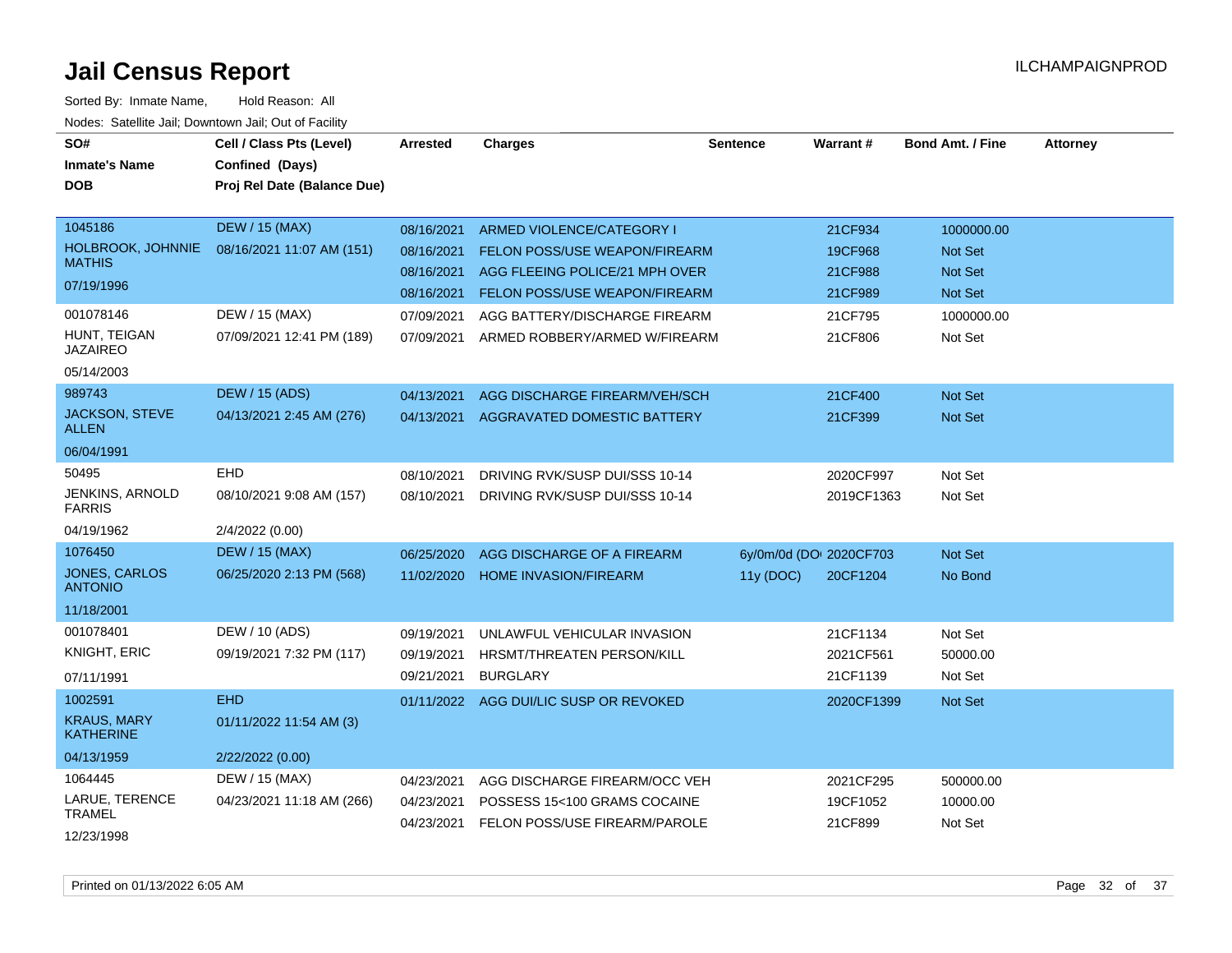# Jail Census Report

ILCHAMPAIGNPROD

Sorted By: Inmate Name, Hold Reason: All

Nodes: Satellite Jail; Downtown Jail; Out of Facility

| SO# / Inmate's Name / DOB | Cell / Class Pts (Level) / Confined (Days) / Proj Rel Date (Balance Due) | Arrested | Charges | Sentence | Warrant # | Bond Amt. / Fine | Attorney |
|---|---|---|---|---|---|---|---|
| 1045186 | DEW / 15 (MAX) | 08/16/2021 | ARMED VIOLENCE/CATEGORY I | | 21CF934 | 1000000.00 | |
| HOLBROOK, JOHNNIE MATHIS | 08/16/2021 11:07 AM (151) | 08/16/2021 | FELON POSS/USE WEAPON/FIREARM | | 19CF968 | Not Set | |
| 07/19/1996 | | 08/16/2021 | AGG FLEEING POLICE/21 MPH OVER | | 21CF988 | Not Set | |
| | | 08/16/2021 | FELON POSS/USE WEAPON/FIREARM | | 21CF989 | Not Set | |
| 001078146 | DEW / 15 (MAX) | 07/09/2021 | AGG BATTERY/DISCHARGE FIREARM | | 21CF795 | 1000000.00 | |
| HUNT, TEIGAN JAZAIREO | 07/09/2021 12:41 PM (189) | 07/09/2021 | ARMED ROBBERY/ARMED W/FIREARM | | 21CF806 | Not Set | |
| 05/14/2003 | | | | | | | |
| 989743 | DEW / 15 (ADS) | 04/13/2021 | AGG DISCHARGE FIREARM/VEH/SCH | | 21CF400 | Not Set | |
| JACKSON, STEVE ALLEN | 04/13/2021 2:45 AM (276) | 04/13/2021 | AGGRAVATED DOMESTIC BATTERY | | 21CF399 | Not Set | |
| 06/04/1991 | | | | | | | |
| 50495 | EHD | 08/10/2021 | DRIVING RVK/SUSP DUI/SSS 10-14 | | 2020CF997 | Not Set | |
| JENKINS, ARNOLD FARRIS | 08/10/2021 9:08 AM (157) | 08/10/2021 | DRIVING RVK/SUSP DUI/SSS 10-14 | | 2019CF1363 | Not Set | |
| 04/19/1962 | 2/4/2022 (0.00) | | | | | | |
| 1076450 | DEW / 15 (MAX) | 06/25/2020 | AGG DISCHARGE OF A FIREARM | 6y/0m/0d (DOC) | 2020CF703 | Not Set | |
| JONES, CARLOS ANTONIO | 06/25/2020 2:13 PM (568) | 11/02/2020 | HOME INVASION/FIREARM | 11y (DOC) | 20CF1204 | No Bond | |
| 11/18/2001 | | | | | | | |
| 001078401 | DEW / 10 (ADS) | 09/19/2021 | UNLAWFUL VEHICULAR INVASION | | 21CF1134 | Not Set | |
| KNIGHT, ERIC | 09/19/2021 7:32 PM (117) | 09/19/2021 | HRSMT/THREATEN PERSON/KILL | | 2021CF561 | 50000.00 | |
| 07/11/1991 | | 09/21/2021 | BURGLARY | | 21CF1139 | Not Set | |
| 1002591 | EHD | 01/11/2022 | AGG DUI/LIC SUSP OR REVOKED | | 2020CF1399 | Not Set | |
| KRAUS, MARY KATHERINE | 01/11/2022 11:54 AM (3) | | | | | | |
| 04/13/1959 | 2/22/2022 (0.00) | | | | | | |
| 1064445 | DEW / 15 (MAX) | 04/23/2021 | AGG DISCHARGE FIREARM/OCC VEH | | 2021CF295 | 500000.00 | |
| LARUE, TERENCE TRAMEL | 04/23/2021 11:18 AM (266) | 04/23/2021 | POSSESS 15<100 GRAMS COCAINE | | 19CF1052 | 10000.00 | |
| 12/23/1998 | | 04/23/2021 | FELON POSS/USE FIREARM/PAROLE | | 21CF899 | Not Set | |

Printed on 01/13/2022 6:05 AM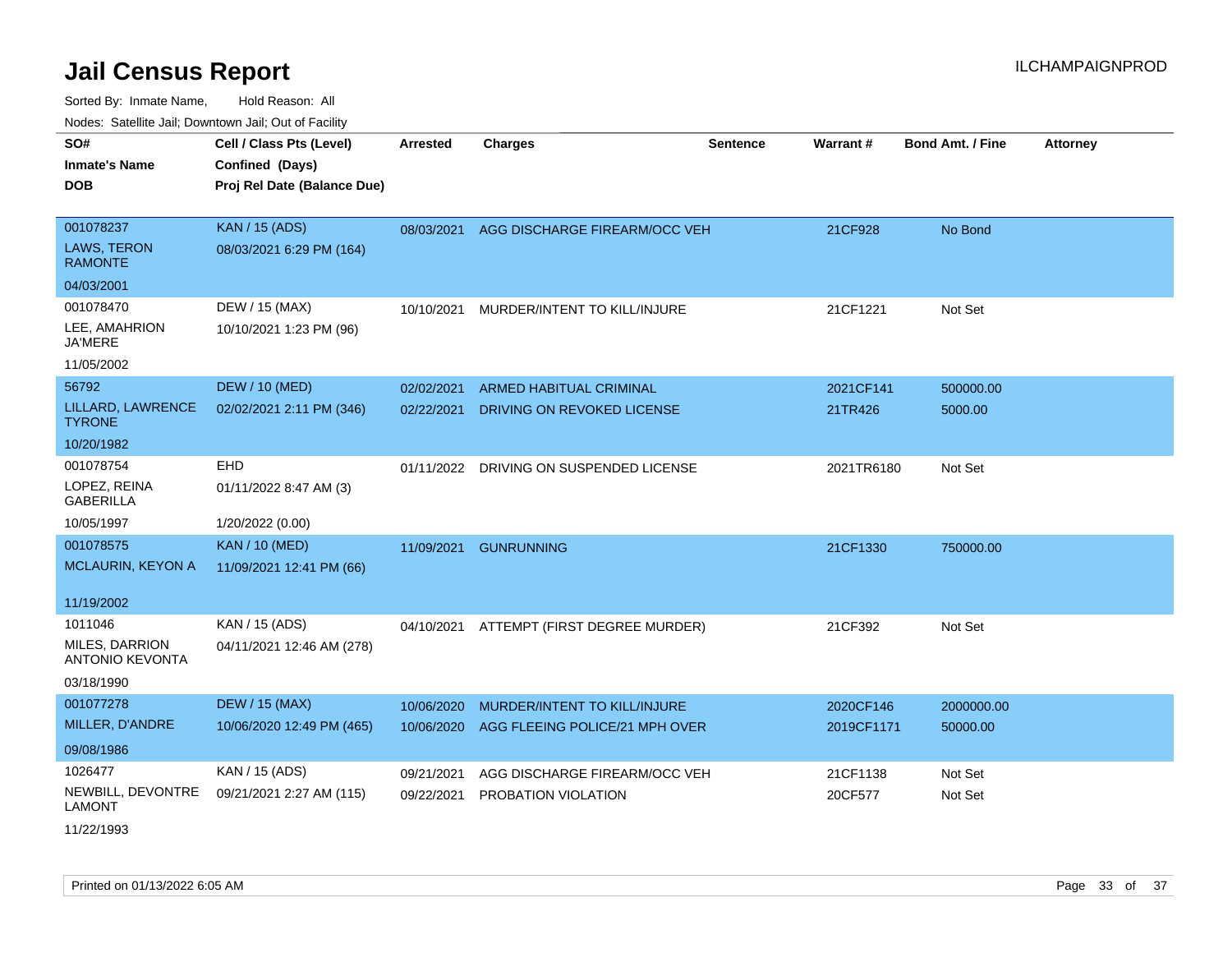# Jail Census Report

Sorted By: Inmate Name, Hold Reason: All

Nodes: Satellite Jail; Downtown Jail; Out of Facility

| SO# / Inmate's Name / DOB | Cell / Class Pts (Level) / Confined (Days) / Proj Rel Date (Balance Due) | Arrested | Charges | Sentence | Warrant # | Bond Amt. / Fine | Attorney |
|---|---|---|---|---|---|---|---|
| 001078237<br>LAWS, TERON RAMONTE<br>04/03/2001 | KAN / 15 (ADS)<br>08/03/2021 6:29 PM (164) | 08/03/2021 | AGG DISCHARGE FIREARM/OCC VEH | | 21CF928 | No Bond | |
| 001078470<br>LEE, AMAHRION JA'MERE<br>11/05/2002 | DEW / 15 (MAX)<br>10/10/2021 1:23 PM (96) | 10/10/2021 | MURDER/INTENT TO KILL/INJURE | | 21CF1221 | Not Set | |
| 56792<br>LILLARD, LAWRENCE TYRONE<br>10/20/1982 | DEW / 10 (MED)<br>02/02/2021 2:11 PM (346) | 02/02/2021<br>02/22/2021 | ARMED HABITUAL CRIMINAL<br>DRIVING ON REVOKED LICENSE | | 2021CF141<br>21TR426 | 500000.00<br>5000.00 | |
| 001078754<br>LOPEZ, REINA GABERILLA<br>10/05/1997 | EHD<br>01/11/2022 8:47 AM (3)<br>1/20/2022 (0.00) | 01/11/2022 | DRIVING ON SUSPENDED LICENSE | | 2021TR6180 | Not Set | |
| 001078575<br>MCLAURIN, KEYON A<br>11/19/2002 | KAN / 10 (MED)<br>11/09/2021 12:41 PM (66) | 11/09/2021 | GUNRUNNING | | 21CF1330 | 750000.00 | |
| 1011046<br>MILES, DARRION ANTONIO KEVONTA<br>03/18/1990 | KAN / 15 (ADS)<br>04/11/2021 12:46 AM (278) | 04/10/2021 | ATTEMPT (FIRST DEGREE MURDER) | | 21CF392 | Not Set | |
| 001077278<br>MILLER, D'ANDRE<br>09/08/1986 | DEW / 15 (MAX)<br>10/06/2020 12:49 PM (465) | 10/06/2020<br>10/06/2020 | MURDER/INTENT TO KILL/INJURE<br>AGG FLEEING POLICE/21 MPH OVER | | 2020CF146<br>2019CF1171 | 2000000.00<br>50000.00 | |
| 1026477<br>NEWBILL, DEVONTRE LAMONT<br>11/22/1993 | KAN / 15 (ADS)<br>09/21/2021 2:27 AM (115) | 09/21/2021<br>09/22/2021 | AGG DISCHARGE FIREARM/OCC VEH<br>PROBATION VIOLATION | | 21CF1138<br>20CF577 | Not Set<br>Not Set | |

Printed on 01/13/2022 6:05 AM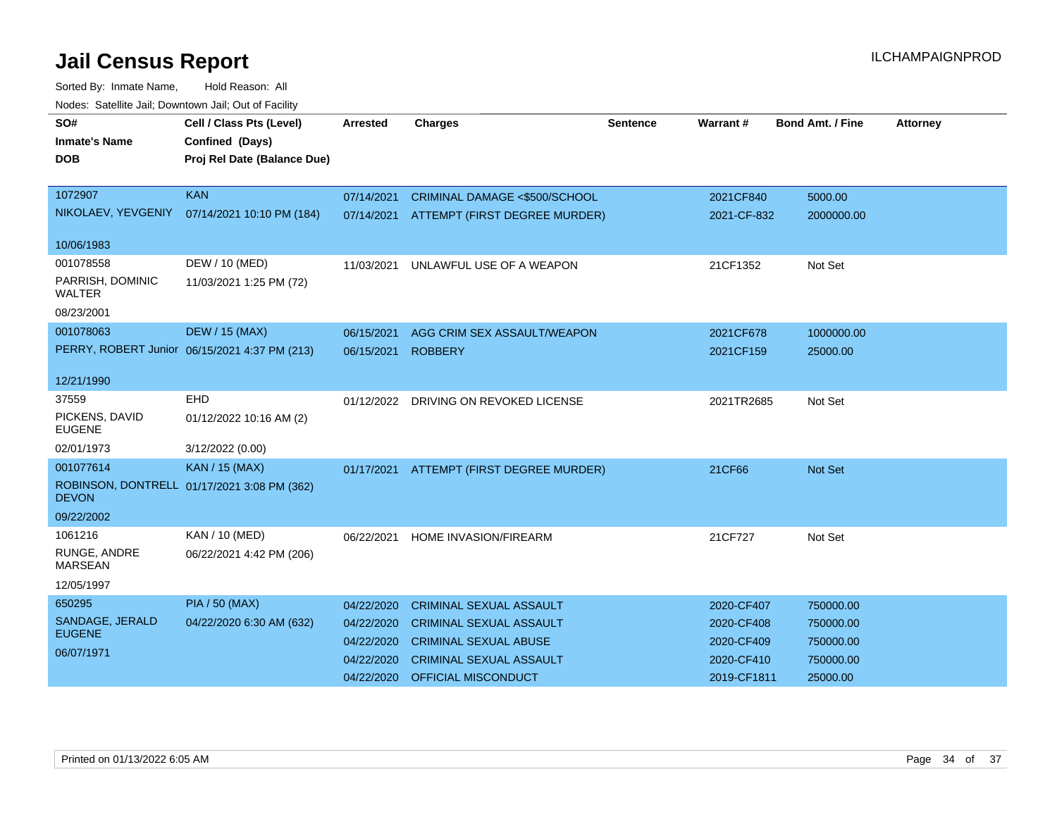# Jail Census Report

ILCHAMPAIGNPROD

Sorted By: Inmate Name, Hold Reason: All

Nodes: Satellite Jail; Downtown Jail; Out of Facility

| SO# / Inmate's Name / DOB | Cell / Class Pts (Level) / Confined (Days) / Proj Rel Date (Balance Due) | Arrested | Charges | Sentence | Warrant # | Bond Amt. / Fine | Attorney |
|---|---|---|---|---|---|---|---|
| 1072907 / NIKOLAEV, YEVGENIY / 10/06/1983 | KAN / 07/14/2021 10:10 PM (184) | 07/14/2021 | CRIMINAL DAMAGE <$500/SCHOOL | | 2021CF840 | 5000.00 | |
| | | 07/14/2021 | ATTEMPT (FIRST DEGREE MURDER) | | 2021-CF-832 | 2000000.00 | |
| 001078558 / PARRISH, DOMINIC WALTER / 08/23/2001 | DEW / 10 (MED) / 11/03/2021 1:25 PM (72) | 11/03/2021 | UNLAWFUL USE OF A WEAPON | | 21CF1352 | Not Set | |
| 001078063 / PERRY, ROBERT Junior / 12/21/1990 | DEW / 15 (MAX) / 06/15/2021 4:37 PM (213) | 06/15/2021 | AGG CRIM SEX ASSAULT/WEAPON | | 2021CF678 | 1000000.00 | |
| | | 06/15/2021 | ROBBERY | | 2021CF159 | 25000.00 | |
| 37559 / PICKENS, DAVID EUGENE / 02/01/1973 | EHD / 01/12/2022 10:16 AM (2) / 3/12/2022 (0.00) | 01/12/2022 | DRIVING ON REVOKED LICENSE | | 2021TR2685 | Not Set | |
| 001077614 / ROBINSON, DONTRELL DEVON / 09/22/2002 | KAN / 15 (MAX) / 01/17/2021 3:08 PM (362) | 01/17/2021 | ATTEMPT (FIRST DEGREE MURDER) | | 21CF66 | Not Set | |
| 1061216 / RUNGE, ANDRE MARSEAN / 12/05/1997 | KAN / 10 (MED) / 06/22/2021 4:42 PM (206) | 06/22/2021 | HOME INVASION/FIREARM | | 21CF727 | Not Set | |
| 650295 / SANDAGE, JERALD EUGENE / 06/07/1971 | PIA / 50 (MAX) / 04/22/2020 6:30 AM (632) | 04/22/2020 | CRIMINAL SEXUAL ASSAULT | | 2020-CF407 | 750000.00 | |
| | | 04/22/2020 | CRIMINAL SEXUAL ASSAULT | | 2020-CF408 | 750000.00 | |
| | | 04/22/2020 | CRIMINAL SEXUAL ABUSE | | 2020-CF409 | 750000.00 | |
| | | 04/22/2020 | CRIMINAL SEXUAL ASSAULT | | 2020-CF410 | 750000.00 | |
| | | 04/22/2020 | OFFICIAL MISCONDUCT | | 2019-CF1811 | 25000.00 | |

Printed on 01/13/2022 6:05 AM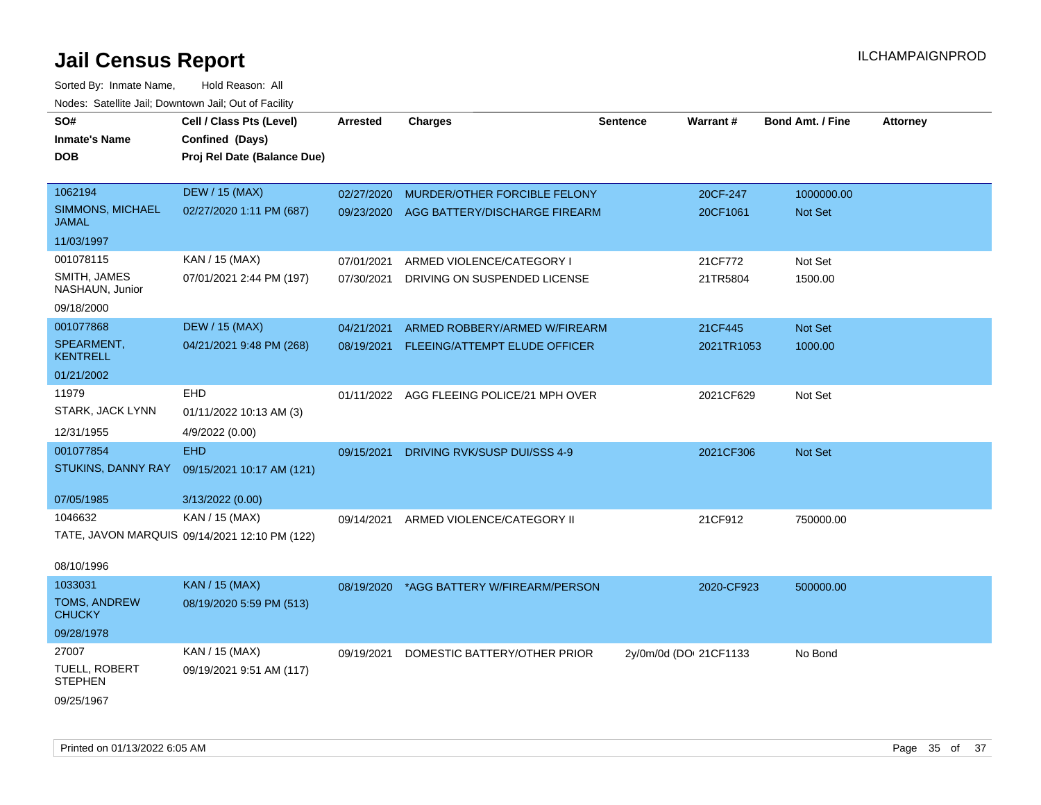# Jail Census Report

ILCHAMPAIGNPROD

Sorted By: Inmate Name, Hold Reason: All

Nodes: Satellite Jail; Downtown Jail; Out of Facility

| SO# / Inmate's Name / DOB | Cell / Class Pts (Level) / Confined (Days) / Proj Rel Date (Balance Due) | Arrested | Charges | Sentence | Warrant # | Bond Amt. / Fine | Attorney |
|---|---|---|---|---|---|---|---|
| 1062194 SIMMONS, MICHAEL JAMAL 11/03/1997 | DEW / 15 (MAX) 02/27/2020 1:11 PM (687) | 02/27/2020 | MURDER/OTHER FORCIBLE FELONY | | 20CF-247 | 1000000.00 | |
| | | 09/23/2020 | AGG BATTERY/DISCHARGE FIREARM | | 20CF1061 | Not Set | |
| 001078115 SMITH, JAMES NASHAUN, Junior 09/18/2000 | KAN / 15 (MAX) 07/01/2021 2:44 PM (197) | 07/01/2021 | ARMED VIOLENCE/CATEGORY I | | 21CF772 | Not Set | |
| | | 07/30/2021 | DRIVING ON SUSPENDED LICENSE | | 21TR5804 | 1500.00 | |
| 001077868 SPEARMENT, KENTRELL 01/21/2002 | DEW / 15 (MAX) 04/21/2021 9:48 PM (268) | 04/21/2021 | ARMED ROBBERY/ARMED W/FIREARM | | 21CF445 | Not Set | |
| | | 08/19/2021 | FLEEING/ATTEMPT ELUDE OFFICER | | 2021TR1053 | 1000.00 | |
| 11979 STARK, JACK LYNN 12/31/1955 | EHD 01/11/2022 10:13 AM (3) 4/9/2022 (0.00) | 01/11/2022 | AGG FLEEING POLICE/21 MPH OVER | | 2021CF629 | Not Set | |
| 001077854 STUKINS, DANNY RAY 07/05/1985 | EHD 09/15/2021 10:17 AM (121) 3/13/2022 (0.00) | 09/15/2021 | DRIVING RVK/SUSP DUI/SSS 4-9 | | 2021CF306 | Not Set | |
| 1046632 TATE, JAVON MARQUIS 08/10/1996 | KAN / 15 (MAX) 09/14/2021 12:10 PM (122) | 09/14/2021 | ARMED VIOLENCE/CATEGORY II | | 21CF912 | 750000.00 | |
| 1033031 TOMS, ANDREW CHUCKY 09/28/1978 | KAN / 15 (MAX) 08/19/2020 5:59 PM (513) | 08/19/2020 | *AGG BATTERY W/FIREARM/PERSON | | 2020-CF923 | 500000.00 | |
| 27007 TUELL, ROBERT STEPHEN 09/25/1967 | KAN / 15 (MAX) 09/19/2021 9:51 AM (117) | 09/19/2021 | DOMESTIC BATTERY/OTHER PRIOR | 2y/0m/0d (DO | 21CF1133 | No Bond | |

Printed on 01/13/2022 6:05 AM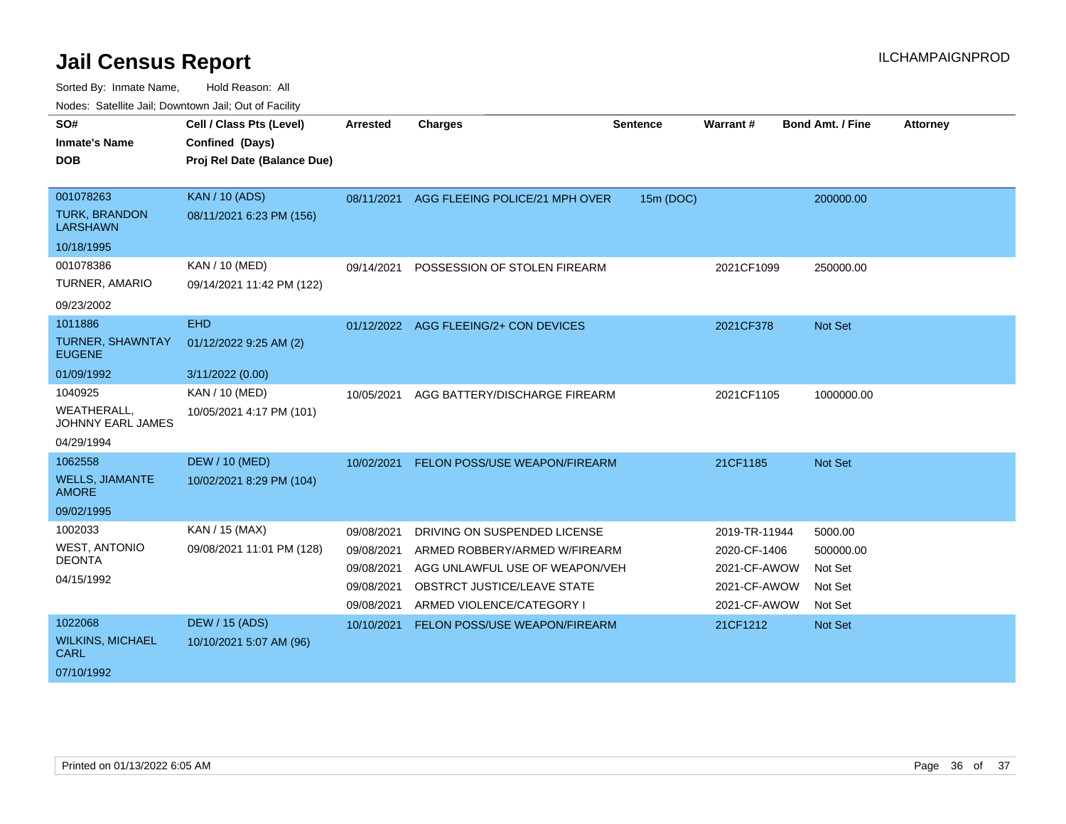# Jail Census Report

ILCHAMPAIGNPROD

Sorted By: Inmate Name,    Hold Reason: All

Nodes: Satellite Jail; Downtown Jail; Out of Facility

| SO# / Inmate's Name / DOB | Cell / Class Pts (Level) / Confined (Days) / Proj Rel Date (Balance Due) | Arrested | Charges | Sentence | Warrant # | Bond Amt. / Fine | Attorney |
|---|---|---|---|---|---|---|---|
| 001078263 TURK, BRANDON LARSHAWN 10/18/1995 | KAN / 10 (ADS) 08/11/2021 6:23 PM (156) | 08/11/2021 | AGG FLEEING POLICE/21 MPH OVER | 15m (DOC) | | 200000.00 | |
| 001078386 TURNER, AMARIO 09/23/2002 | KAN / 10 (MED) 09/14/2021 11:42 PM (122) | 09/14/2021 | POSSESSION OF STOLEN FIREARM | | 2021CF1099 | 250000.00 | |
| 1011886 TURNER, SHAWNTAY EUGENE 01/09/1992 | EHD 01/12/2022 9:25 AM (2) 3/11/2022 (0.00) | 01/12/2022 | AGG FLEEING/2+ CON DEVICES | | 2021CF378 | Not Set | |
| 1040925 WEATHERALL, JOHNNY EARL JAMES 04/29/1994 | KAN / 10 (MED) 10/05/2021 4:17 PM (101) | 10/05/2021 | AGG BATTERY/DISCHARGE FIREARM | | 2021CF1105 | 1000000.00 | |
| 1062558 WELLS, JIAMANTE AMORE 09/02/1995 | DEW / 10 (MED) 10/02/2021 8:29 PM (104) | 10/02/2021 | FELON POSS/USE WEAPON/FIREARM | | 21CF1185 | Not Set | |
| 1002033 WEST, ANTONIO DEONTA 04/15/1992 | KAN / 15 (MAX) 09/08/2021 11:01 PM (128) | 09/08/2021 | DRIVING ON SUSPENDED LICENSE | | 2019-TR-11944 | 5000.00 | |
| | | 09/08/2021 | ARMED ROBBERY/ARMED W/FIREARM | | 2020-CF-1406 | 500000.00 | |
| | | 09/08/2021 | AGG UNLAWFUL USE OF WEAPON/VEH | | 2021-CF-AWOW | Not Set | |
| | | 09/08/2021 | OBSTRCT JUSTICE/LEAVE STATE | | 2021-CF-AWOW | Not Set | |
| | | 09/08/2021 | ARMED VIOLENCE/CATEGORY I | | 2021-CF-AWOW | Not Set | |
| 1022068 WILKINS, MICHAEL CARL 07/10/1992 | DEW / 15 (ADS) 10/10/2021 5:07 AM (96) | 10/10/2021 | FELON POSS/USE WEAPON/FIREARM | | 21CF1212 | Not Set | |

Printed on 01/13/2022 6:05 AM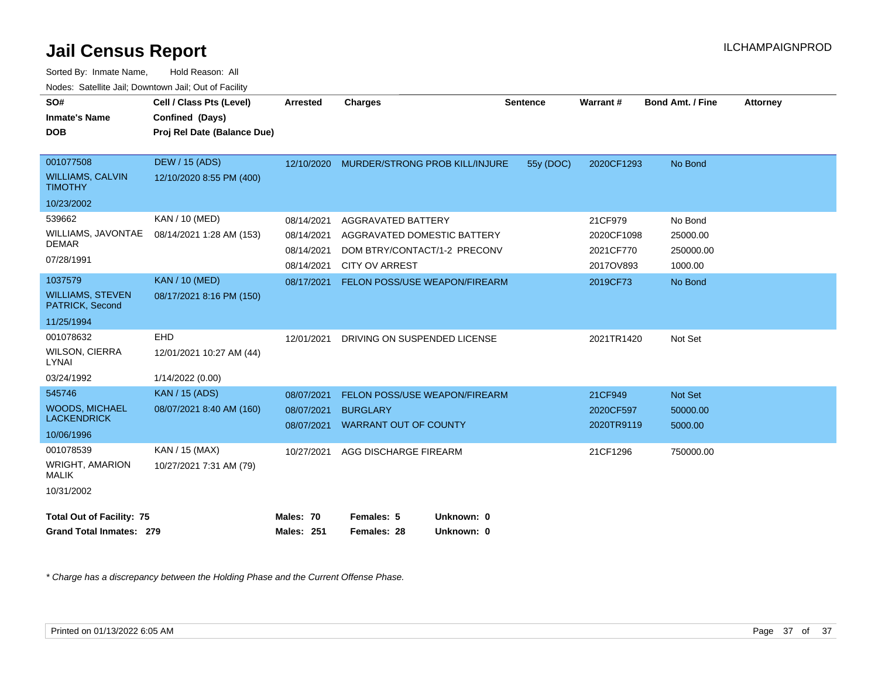# Jail Census Report

ILCHAMPAIGNPROD

Sorted By: Inmate Name, Hold Reason: All

Nodes: Satellite Jail; Downtown Jail; Out of Facility

| SO# / Inmate's Name / DOB | Cell / Class Pts (Level) / Confined (Days) / Proj Rel Date (Balance Due) | Arrested | Charges | Sentence | Warrant # | Bond Amt. / Fine | Attorney |
|---|---|---|---|---|---|---|---|
| 001077508 WILLIAMS, CALVIN TIMOTHY 10/23/2002 | DEW / 15 (ADS) 12/10/2020 8:55 PM (400) | 12/10/2020 | MURDER/STRONG PROB KILL/INJURE | 55y (DOC) | 2020CF1293 | No Bond | |
| 539662 WILLIAMS, JAVONTAE DEMAR 07/28/1991 | KAN / 10 (MED) 08/14/2021 1:28 AM (153) | 08/14/2021 | AGGRAVATED BATTERY | | 21CF979 | No Bond | |
| | | 08/14/2021 | AGGRAVATED DOMESTIC BATTERY | | 2020CF1098 | 25000.00 | |
| | | 08/14/2021 | DOM BTRY/CONTACT/1-2 PRECONV | | 2021CF770 | 250000.00 | |
| | | 08/14/2021 | CITY OV ARREST | | 2017OV893 | 1000.00 | |
| 1037579 WILLIAMS, STEVEN PATRICK, Second 11/25/1994 | KAN / 10 (MED) 08/17/2021 8:16 PM (150) | 08/17/2021 | FELON POSS/USE WEAPON/FIREARM | | 2019CF73 | No Bond | |
| 001078632 WILSON, CIERRA LYNAI 03/24/1992 | EHD 12/01/2021 10:27 AM (44) 1/14/2022 (0.00) | 12/01/2021 | DRIVING ON SUSPENDED LICENSE | | 2021TR1420 | Not Set | |
| 545746 WOODS, MICHAEL LACKENDRICK 10/06/1996 | KAN / 15 (ADS) 08/07/2021 8:40 AM (160) | 08/07/2021 | FELON POSS/USE WEAPON/FIREARM | | 21CF949 | Not Set | |
| | | 08/07/2021 | BURGLARY | | 2020CF597 | 50000.00 | |
| | | 08/07/2021 | WARRANT OUT OF COUNTY | | 2020TR9119 | 5000.00 | |
| 001078539 WRIGHT, AMARION MALIK 10/31/2002 | KAN / 15 (MAX) 10/27/2021 7:31 AM (79) | 10/27/2021 | AGG DISCHARGE FIREARM | | 21CF1296 | 750000.00 | |

**Total Out of Facility: 75** **Males: 70** **Females: 5** **Unknown: 0**

**Grand Total Inmates: 279** **Males: 251** **Females: 28** **Unknown: 0**

*\* Charge has a discrepancy between the Holding Phase and the Current Offense Phase.*

Printed on 01/13/2022 6:05 AM